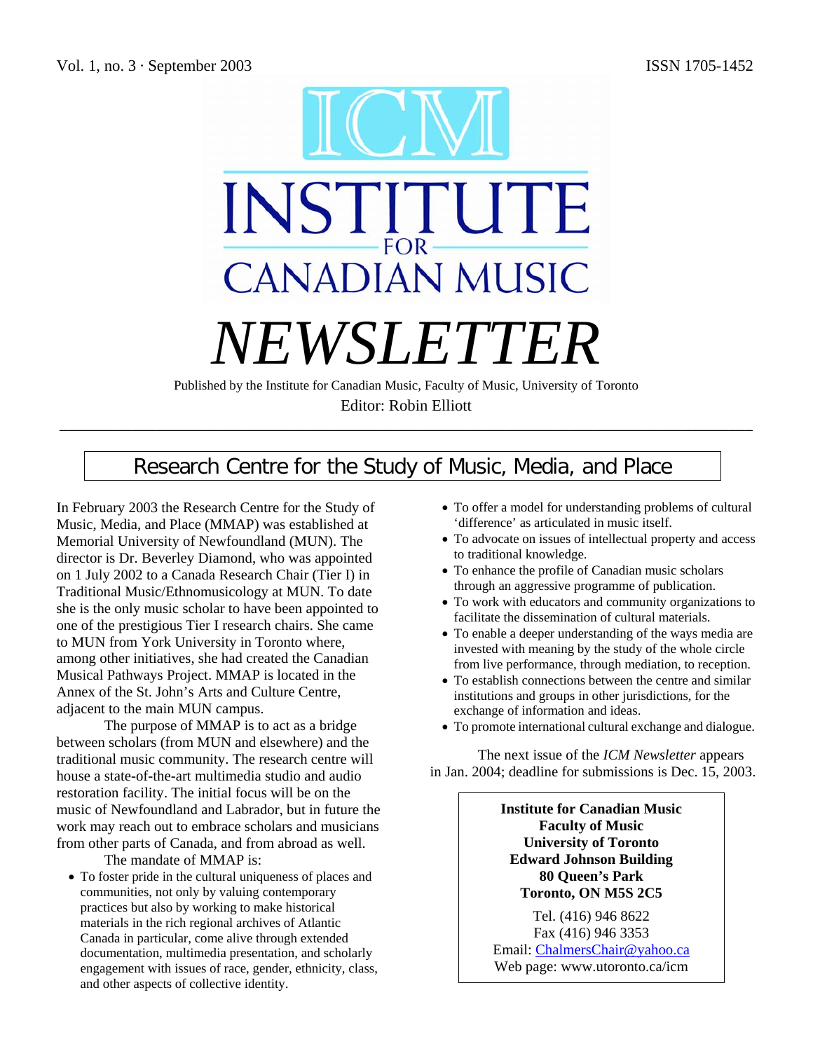Vol. 1, no. 3 · September 2003 ISSN 1705-1452

# ICM INSTITUTE FOR CANADIAN MUSIC

# *NEWSLETTER*

Published by the Institute for Canadian Music, Faculty of Music, University of Toronto

Editor: Robin Elliott

## Research Centre for the Study of Music, Media, and Place

In February 2003 the Research Centre for the Study of Music, Media, and Place (MMAP) was established at Memorial University of Newfoundland (MUN). The director is Dr. Beverley Diamond, who was appointed on 1 July 2002 to a Canada Research Chair (Tier I) in Traditional Music/Ethnomusicology at MUN. To date she is the only music scholar to have been appointed to one of the prestigious Tier I research chairs. She came to MUN from York University in Toronto where, among other initiatives, she had created the Canadian Musical Pathways Project. MMAP is located in the Annex of the St. John's Arts and Culture Centre, adjacent to the main MUN campus.

The purpose of MMAP is to act as a bridge between scholars (from MUN and elsewhere) and the traditional music community. The research centre will house a state-of-the-art multimedia studio and audio restoration facility. The initial focus will be on the music of Newfoundland and Labrador, but in future the work may reach out to embrace scholars and musicians from other parts of Canada, and from abroad as well.

The mandate of MMAP is:

- To foster pride in the cultural uniqueness of places and communities, not only by valuing contemporary practices but also by working to make historical materials in the rich regional archives of Atlantic Canada in particular, come alive through extended documentation, multimedia presentation, and scholarly engagement with issues of race, gender, ethnicity, class, and other aspects of collective identity.
- To offer a model for understanding problems of cultural 'difference' as articulated in music itself.
- To advocate on issues of intellectual property and access to traditional knowledge.
- To enhance the profile of Canadian music scholars through an aggressive programme of publication.
- To work with educators and community organizations to facilitate the dissemination of cultural materials.
- To enable a deeper understanding of the ways media are invested with meaning by the study of the whole circle from live performance, through mediation, to reception.
- To establish connections between the centre and similar institutions and groups in other jurisdictions, for the exchange of information and ideas.
- To promote international cultural exchange and dialogue.

The next issue of the *ICM Newsletter* appears in Jan. 2004; deadline for submissions is Dec. 15, 2003.

**Institute for Canadian Music**
**Faculty of Music**
**University of Toronto**
**Edward Johnson Building**
**80 Queen's Park**
**Toronto, ON M5S 2C5**

Tel. (416) 946 8622
Fax (416) 946 3353
Email: ChalmersChair@yahoo.ca
Web page: www.utoronto.ca/icm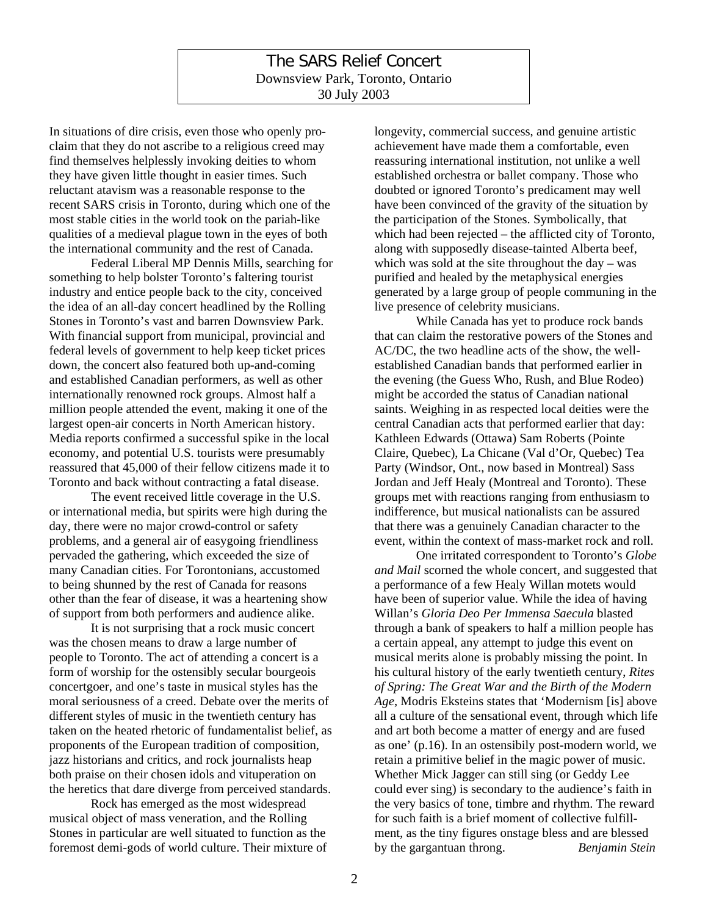# The SARS Relief Concert

Downsview Park, Toronto, Ontario
30 July 2003

In situations of dire crisis, even those who openly proclaim that they do not ascribe to a religious creed may find themselves helplessly invoking deities to whom they have given little thought in easier times. Such reluctant atavism was a reasonable response to the recent SARS crisis in Toronto, during which one of the most stable cities in the world took on the pariah-like qualities of a medieval plague town in the eyes of both the international community and the rest of Canada.

Federal Liberal MP Dennis Mills, searching for something to help bolster Toronto's faltering tourist industry and entice people back to the city, conceived the idea of an all-day concert headlined by the Rolling Stones in Toronto's vast and barren Downsview Park. With financial support from municipal, provincial and federal levels of government to help keep ticket prices down, the concert also featured both up-and-coming and established Canadian performers, as well as other internationally renowned rock groups. Almost half a million people attended the event, making it one of the largest open-air concerts in North American history. Media reports confirmed a successful spike in the local economy, and potential U.S. tourists were presumably reassured that 45,000 of their fellow citizens made it to Toronto and back without contracting a fatal disease.

The event received little coverage in the U.S. or international media, but spirits were high during the day, there were no major crowd-control or safety problems, and a general air of easygoing friendliness pervaded the gathering, which exceeded the size of many Canadian cities. For Torontonians, accustomed to being shunned by the rest of Canada for reasons other than the fear of disease, it was a heartening show of support from both performers and audience alike.

It is not surprising that a rock music concert was the chosen means to draw a large number of people to Toronto. The act of attending a concert is a form of worship for the ostensibly secular bourgeois concertgoer, and one's taste in musical styles has the moral seriousness of a creed. Debate over the merits of different styles of music in the twentieth century has taken on the heated rhetoric of fundamentalist belief, as proponents of the European tradition of composition, jazz historians and critics, and rock journalists heap both praise on their chosen idols and vituperation on the heretics that dare diverge from perceived standards.

Rock has emerged as the most widespread musical object of mass veneration, and the Rolling Stones in particular are well situated to function as the foremost demi-gods of world culture. Their mixture of longevity, commercial success, and genuine artistic achievement have made them a comfortable, even reassuring international institution, not unlike a well established orchestra or ballet company. Those who doubted or ignored Toronto's predicament may well have been convinced of the gravity of the situation by the participation of the Stones. Symbolically, that which had been rejected – the afflicted city of Toronto, along with supposedly disease-tainted Alberta beef, which was sold at the site throughout the day – was purified and healed by the metaphysical energies generated by a large group of people communing in the live presence of celebrity musicians.

While Canada has yet to produce rock bands that can claim the restorative powers of the Stones and AC/DC, the two headline acts of the show, the well-established Canadian bands that performed earlier in the evening (the Guess Who, Rush, and Blue Rodeo) might be accorded the status of Canadian national saints. Weighing in as respected local deities were the central Canadian acts that performed earlier that day: Kathleen Edwards (Ottawa) Sam Roberts (Pointe Claire, Quebec), La Chicane (Val d'Or, Quebec) Tea Party (Windsor, Ont., now based in Montreal) Sass Jordan and Jeff Healy (Montreal and Toronto). These groups met with reactions ranging from enthusiasm to indifference, but musical nationalists can be assured that there was a genuinely Canadian character to the event, within the context of mass-market rock and roll.

One irritated correspondent to Toronto's *Globe and Mail* scorned the whole concert, and suggested that a performance of a few Healy Willan motets would have been of superior value. While the idea of having Willan's *Gloria Deo Per Immensa Saecula* blasted through a bank of speakers to half a million people has a certain appeal, any attempt to judge this event on musical merits alone is probably missing the point. In his cultural history of the early twentieth century, *Rites of Spring: The Great War and the Birth of the Modern Age*, Modris Eksteins states that 'Modernism [is] above all a culture of the sensational event, through which life and art both become a matter of energy and are fused as one' (p.16). In an ostensibily post-modern world, we retain a primitive belief in the magic power of music. Whether Mick Jagger can still sing (or Geddy Lee could ever sing) is secondary to the audience's faith in the very basics of tone, timbre and rhythm. The reward for such faith is a brief moment of collective fulfillment, as the tiny figures onstage bless and are blessed by the gargantuan throng.

*Benjamin Stein*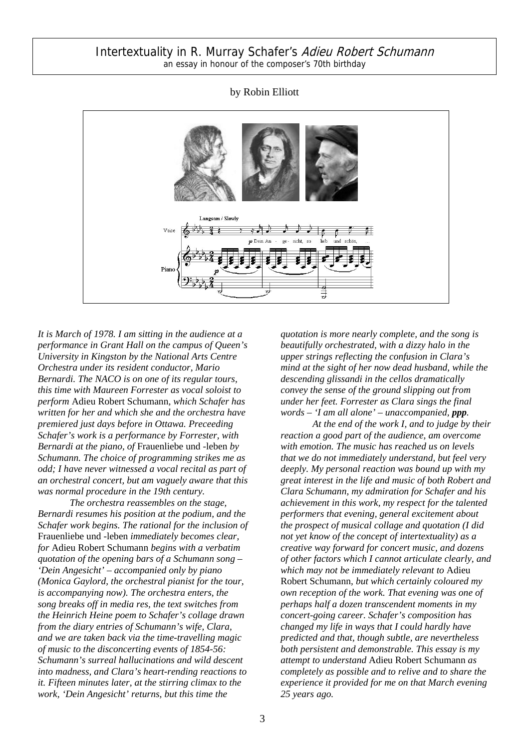# Intertextuality in R. Murray Schafer's *Adieu Robert Schumann*

an essay in honour of the composer's 70th birthday

by Robin Elliott

*It is March of 1978. I am sitting in the audience at a performance in Grant Hall on the campus of Queen's University in Kingston by the National Arts Centre Orchestra under its resident conductor, Mario Bernardi. The NACO is on one of its regular tours, this time with Maureen Forrester as vocal soloist to perform* Adieu Robert Schumann*, which Schafer has written for her and which she and the orchestra have premiered just days before in Ottawa. Preceeding Schafer's work is a performance by Forrester, with Bernardi at the piano, of* Frauenliebe und -leben *by Schumann. The choice of programming strikes me as odd; I have never witnessed a vocal recital as part of an orchestral concert, but am vaguely aware that this was normal procedure in the 19th century.*

*The orchestra reassembles on the stage, Bernardi resumes his position at the podium, and the Schafer work begins. The rational for the inclusion of* Frauenliebe und -leben *immediately becomes clear, for* Adieu Robert Schumann *begins with a verbatim quotation of the opening bars of a Schumann song – 'Dein Angesicht' – accompanied only by piano (Monica Gaylord, the orchestral pianist for the tour, is accompanying now). The orchestra enters, the song breaks off in media res, the text switches from the Heinrich Heine poem to Schafer's collage drawn from the diary entries of Schumann's wife, Clara, and we are taken back via the time-travelling magic of music to the disconcerting events of 1854-56: Schumann's surreal hallucinations and wild descent into madness, and Clara's heart-rending reactions to it. Fifteen minutes later, at the stirring climax to the work, 'Dein Angesicht' returns, but this time the quotation is more nearly complete, and the song is beautifully orchestrated, with a dizzy halo in the upper strings reflecting the confusion in Clara's mind at the sight of her now dead husband, while the descending glissandi in the cellos dramatically convey the sense of the ground slipping out from under her feet. Forrester as Clara sings the final words – 'I am all alone' – unaccompanied,* ***ppp****.*

*At the end of the work I, and to judge by their reaction a good part of the audience, am overcome with emotion. The music has reached us on levels that we do not immediately understand, but feel very deeply. My personal reaction was bound up with my great interest in the life and music of both Robert and Clara Schumann, my admiration for Schafer and his achievement in this work, my respect for the talented performers that evening, general excitement about the prospect of musical collage and quotation (I did not yet know of the concept of intertextuality) as a creative way forward for concert music, and dozens of other factors which I cannot articulate clearly, and which may not be immediately relevant to* Adieu Robert Schumann*, but which certainly coloured my own reception of the work. That evening was one of perhaps half a dozen transcendent moments in my concert-going career. Schafer's composition has changed my life in ways that I could hardly have predicted and that, though subtle, are nevertheless both persistent and demonstrable. This essay is my attempt to understand* Adieu Robert Schumann *as completely as possible and to relive and to share the experience it provided for me on that March evening 25 years ago.*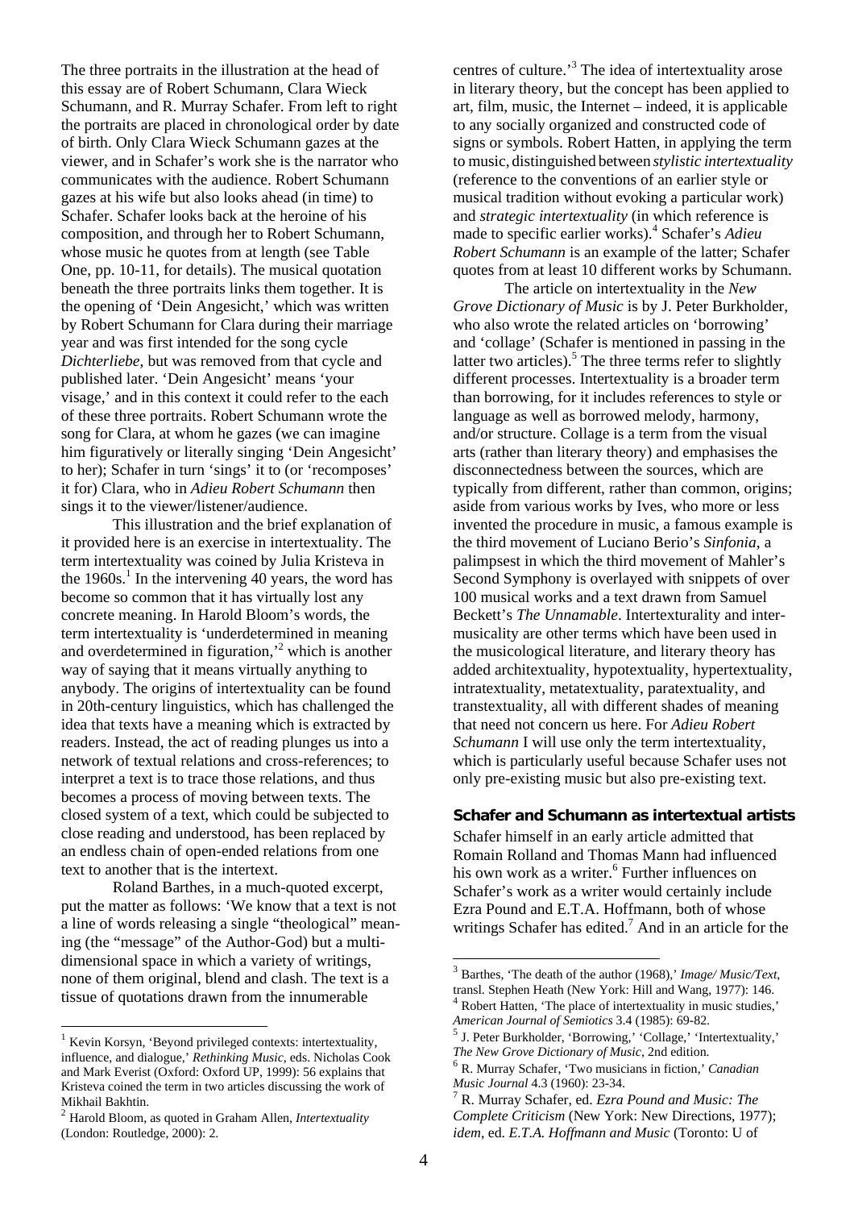The three portraits in the illustration at the head of this essay are of Robert Schumann, Clara Wieck Schumann, and R. Murray Schafer. From left to right the portraits are placed in chronological order by date of birth. Only Clara Wieck Schumann gazes at the viewer, and in Schafer's work she is the narrator who communicates with the audience. Robert Schumann gazes at his wife but also looks ahead (in time) to Schafer. Schafer looks back at the heroine of his composition, and through her to Robert Schumann, whose music he quotes from at length (see Table One, pp. 10-11, for details). The musical quotation beneath the three portraits links them together. It is the opening of 'Dein Angesicht,' which was written by Robert Schumann for Clara during their marriage year and was first intended for the song cycle *Dichterliebe*, but was removed from that cycle and published later. 'Dein Angesicht' means 'your visage,' and in this context it could refer to the each of these three portraits. Robert Schumann wrote the song for Clara, at whom he gazes (we can imagine him figuratively or literally singing 'Dein Angesicht' to her); Schafer in turn 'sings' it to (or 'recomposes' it for) Clara, who in *Adieu Robert Schumann* then sings it to the viewer/listener/audience.

This illustration and the brief explanation of it provided here is an exercise in intertextuality. The term intertextuality was coined by Julia Kristeva in the 1960s.[1] In the intervening 40 years, the word has become so common that it has virtually lost any concrete meaning. In Harold Bloom's words, the term intertextuality is 'underdetermined in meaning and overdetermined in figuration,'[2] which is another way of saying that it means virtually anything to anybody. The origins of intertextuality can be found in 20th-century linguistics, which has challenged the idea that texts have a meaning which is extracted by readers. Instead, the act of reading plunges us into a network of textual relations and cross-references; to interpret a text is to trace those relations, and thus becomes a process of moving between texts. The closed system of a text, which could be subjected to close reading and understood, has been replaced by an endless chain of open-ended relations from one text to another that is the intertext.

Roland Barthes, in a much-quoted excerpt, put the matter as follows: 'We know that a text is not a line of words releasing a single "theological" meaning (the "message" of the Author-God) but a multi-dimensional space in which a variety of writings, none of them original, blend and clash. The text is a tissue of quotations drawn from the innumerable centres of culture.'[3] The idea of intertextuality arose in literary theory, but the concept has been applied to art, film, music, the Internet – indeed, it is applicable to any socially organized and constructed code of signs or symbols. Robert Hatten, in applying the term to music, distinguished between *stylistic intertextuality* (reference to the conventions of an earlier style or musical tradition without evoking a particular work) and *strategic intertextuality* (in which reference is made to specific earlier works).[4] Schafer's *Adieu Robert Schumann* is an example of the latter; Schafer quotes from at least 10 different works by Schumann.

The article on intertextuality in the *New Grove Dictionary of Music* is by J. Peter Burkholder, who also wrote the related articles on 'borrowing' and 'collage' (Schafer is mentioned in passing in the latter two articles).[5] The three terms refer to slightly different processes. Intertextuality is a broader term than borrowing, for it includes references to style or language as well as borrowed melody, harmony, and/or structure. Collage is a term from the visual arts (rather than literary theory) and emphasises the disconnectedness between the sources, which are typically from different, rather than common, origins; aside from various works by Ives, who more or less invented the procedure in music, a famous example is the third movement of Luciano Berio's *Sinfonia*, a palimpsest in which the third movement of Mahler's Second Symphony is overlayed with snippets of over 100 musical works and a text drawn from Samuel Beckett's *The Unnamable*. Intertexturality and inter-musicality are other terms which have been used in the musicological literature, and literary theory has added architextuality, hypotextuality, hypertextuality, intratextuality, metatextuality, paratextuality, and transtextuality, all with different shades of meaning that need not concern us here. For *Adieu Robert Schumann* I will use only the term intertextuality, which is particularly useful because Schafer uses not only pre-existing music but also pre-existing text.

### Schafer and Schumann as intertextual artists

Schafer himself in an early article admitted that Romain Rolland and Thomas Mann had influenced his own work as a writer.[6] Further influences on Schafer's work as a writer would certainly include Ezra Pound and E.T.A. Hoffmann, both of whose writings Schafer has edited.[7] And in an article for the

---

[1] Kevin Korsyn, 'Beyond privileged contexts: intertextuality, influence, and dialogue,' *Rethinking Music*, eds. Nicholas Cook and Mark Everist (Oxford: Oxford UP, 1999): 56 explains that Kristeva coined the term in two articles discussing the work of Mikhail Bakhtin.

[2] Harold Bloom, as quoted in Graham Allen, *Intertextuality* (London: Routledge, 2000): 2.

[3] Barthes, 'The death of the author (1968),' *Image/ Music/Text*, transl. Stephen Heath (New York: Hill and Wang, 1977): 146.

[4] Robert Hatten, 'The place of intertextuality in music studies,' *American Journal of Semiotics* 3.4 (1985): 69-82.

[5] J. Peter Burkholder, 'Borrowing,' 'Collage,' 'Intertextuality,' *The New Grove Dictionary of Music*, 2nd edition.

[6] R. Murray Schafer, 'Two musicians in fiction,' *Canadian Music Journal* 4.3 (1960): 23-34.

[7] R. Murray Schafer, ed. *Ezra Pound and Music: The Complete Criticism* (New York: New Directions, 1977); *idem*, ed. *E.T.A. Hoffmann and Music* (Toronto: U of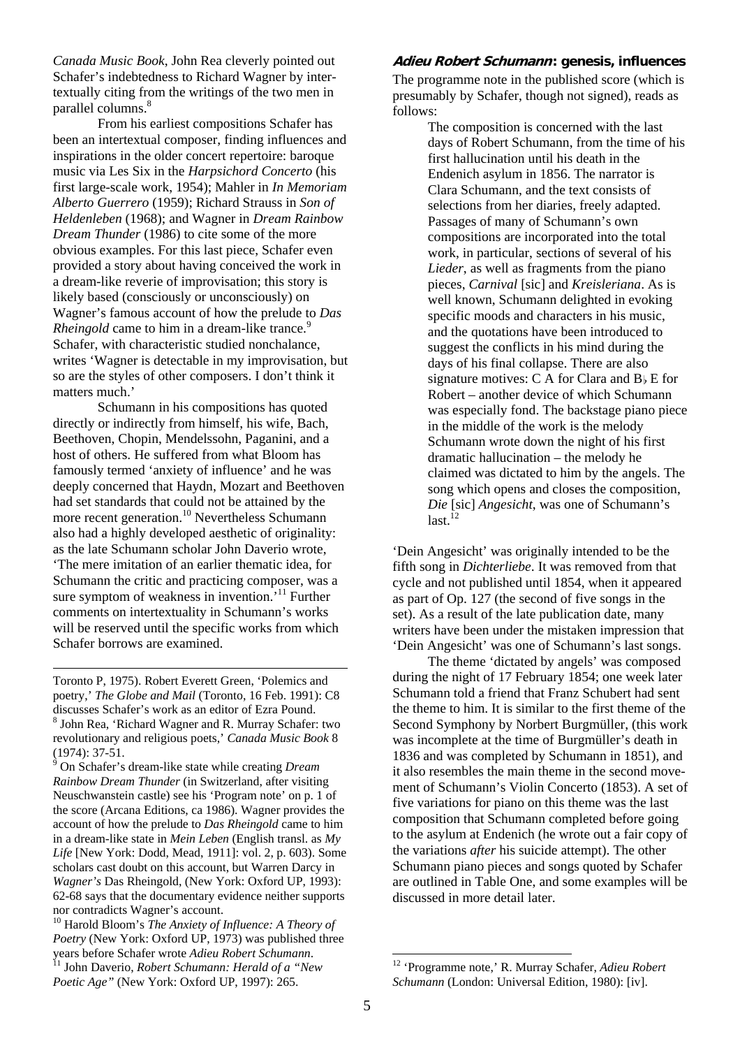*Canada Music Book*, John Rea cleverly pointed out Schafer's indebtedness to Richard Wagner by intertextually citing from the writings of the two men in parallel columns.[8]

From his earliest compositions Schafer has been an intertextual composer, finding influences and inspirations in the older concert repertoire: baroque music via Les Six in the *Harpsichord Concerto* (his first large-scale work, 1954); Mahler in *In Memoriam Alberto Guerrero* (1959); Richard Strauss in *Son of Heldenleben* (1968); and Wagner in *Dream Rainbow Dream Thunder* (1986) to cite some of the more obvious examples. For this last piece, Schafer even provided a story about having conceived the work in a dream-like reverie of improvisation; this story is likely based (consciously or unconsciously) on Wagner's famous account of how the prelude to *Das Rheingold* came to him in a dream-like trance.[9] Schafer, with characteristic studied nonchalance, writes 'Wagner is detectable in my improvisation, but so are the styles of other composers. I don't think it matters much.'

Schumann in his compositions has quoted directly or indirectly from himself, his wife, Bach, Beethoven, Chopin, Mendelssohn, Paganini, and a host of others. He suffered from what Bloom has famously termed 'anxiety of influence' and he was deeply concerned that Haydn, Mozart and Beethoven had set standards that could not be attained by the more recent generation.[10] Nevertheless Schumann also had a highly developed aesthetic of originality: as the late Schumann scholar John Daverio wrote, 'The mere imitation of an earlier thematic idea, for Schumann the critic and practicing composer, was a sure symptom of weakness in invention.'[11] Further comments on intertextuality in Schumann's works will be reserved until the specific works from which Schafer borrows are examined.

## *Adieu Robert Schumann*: genesis, influences

The programme note in the published score (which is presumably by Schafer, though not signed), reads as follows:

> The composition is concerned with the last days of Robert Schumann, from the time of his first hallucination until his death in the Endenich asylum in 1856. The narrator is Clara Schumann, and the text consists of selections from her diaries, freely adapted. Passages of many of Schumann's own compositions are incorporated into the total work, in particular, sections of several of his *Lieder*, as well as fragments from the piano pieces, *Carnival* [sic] and *Kreisleriana*. As is well known, Schumann delighted in evoking specific moods and characters in his music, and the quotations have been introduced to suggest the conflicts in his mind during the days of his final collapse. There are also signature motives: C A for Clara and B♭ E for Robert – another device of which Schumann was especially fond. The backstage piano piece in the middle of the work is the melody Schumann wrote down the night of his first dramatic hallucination – the melody he claimed was dictated to him by the angels. The song which opens and closes the composition, *Die* [sic] *Angesicht*, was one of Schumann's last.[12]

'Dein Angesicht' was originally intended to be the fifth song in *Dichterliebe*. It was removed from that cycle and not published until 1854, when it appeared as part of Op. 127 (the second of five songs in the set). As a result of the late publication date, many writers have been under the mistaken impression that 'Dein Angesicht' was one of Schumann's last songs.

The theme 'dictated by angels' was composed during the night of 17 February 1854; one week later Schumann told a friend that Franz Schubert had sent the theme to him. It is similar to the first theme of the Second Symphony by Norbert Burgmüller, (this work was incomplete at the time of Burgmüller's death in 1836 and was completed by Schumann in 1851), and it also resembles the main theme in the second movement of Schumann's Violin Concerto (1853). A set of five variations for piano on this theme was the last composition that Schumann completed before going to the asylum at Endenich (he wrote out a fair copy of the variations *after* his suicide attempt). The other Schumann piano pieces and songs quoted by Schafer are outlined in Table One, and some examples will be discussed in more detail later.

---

Toronto P, 1975). Robert Everett Green, 'Polemics and poetry,' *The Globe and Mail* (Toronto, 16 Feb. 1991): C8 discusses Schafer's work as an editor of Ezra Pound.

[8] John Rea, 'Richard Wagner and R. Murray Schafer: two revolutionary and religious poets,' *Canada Music Book* 8 (1974): 37-51.

[9] On Schafer's dream-like state while creating *Dream Rainbow Dream Thunder* (in Switzerland, after visiting Neuschwanstein castle) see his 'Program note' on p. 1 of the score (Arcana Editions, ca 1986). Wagner provides the account of how the prelude to *Das Rheingold* came to him in a dream-like state in *Mein Leben* (English transl. as *My Life* [New York: Dodd, Mead, 1911]: vol. 2, p. 603). Some scholars cast doubt on this account, but Warren Darcy in *Wagner's* Das Rheingold, (New York: Oxford UP, 1993): 62-68 says that the documentary evidence neither supports nor contradicts Wagner's account.

[10] Harold Bloom's *The Anxiety of Influence: A Theory of Poetry* (New York: Oxford UP, 1973) was published three years before Schafer wrote *Adieu Robert Schumann*.

[11] John Daverio, *Robert Schumann: Herald of a "New Poetic Age"* (New York: Oxford UP, 1997): 265.

[12] 'Programme note,' R. Murray Schafer, *Adieu Robert Schumann* (London: Universal Edition, 1980): [iv].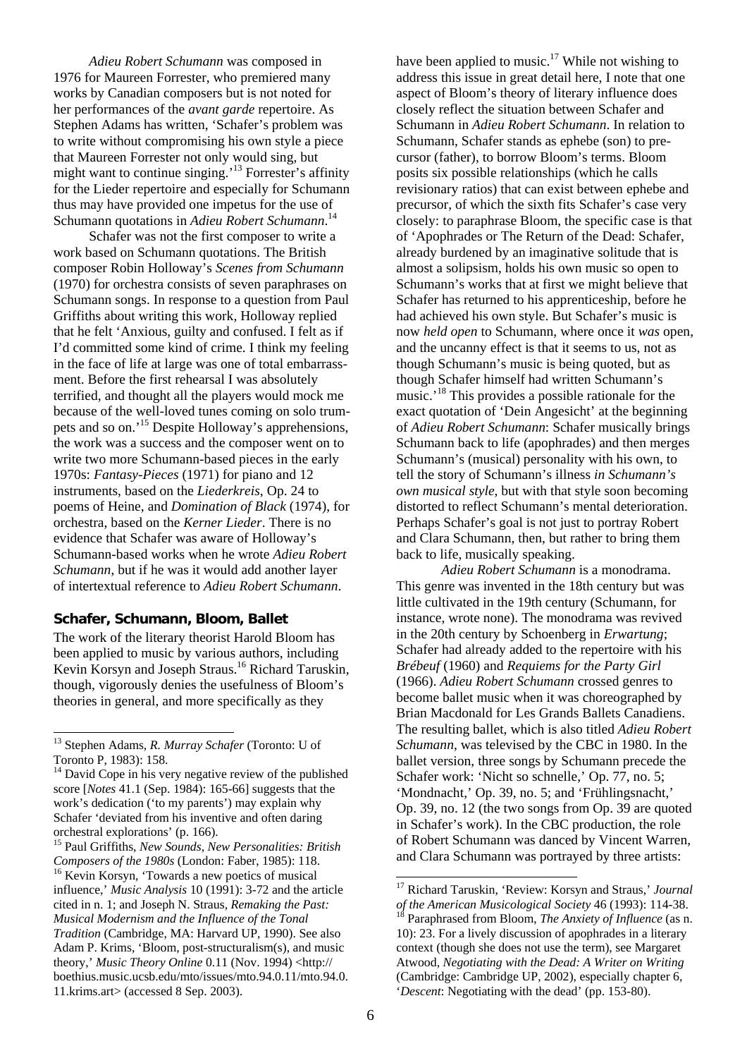*Adieu Robert Schumann* was composed in 1976 for Maureen Forrester, who premiered many works by Canadian composers but is not noted for her performances of the *avant garde* repertoire. As Stephen Adams has written, 'Schafer's problem was to write without compromising his own style a piece that Maureen Forrester not only would sing, but might want to continue singing.'[13] Forrester's affinity for the Lieder repertoire and especially for Schumann thus may have provided one impetus for the use of Schumann quotations in *Adieu Robert Schumann*.[14]

Schafer was not the first composer to write a work based on Schumann quotations. The British composer Robin Holloway's *Scenes from Schumann* (1970) for orchestra consists of seven paraphrases on Schumann songs. In response to a question from Paul Griffiths about writing this work, Holloway replied that he felt 'Anxious, guilty and confused. I felt as if I'd committed some kind of crime. I think my feeling in the face of life at large was one of total embarrassment. Before the first rehearsal I was absolutely terrified, and thought all the players would mock me because of the well-loved tunes coming on solo trumpets and so on.'[15] Despite Holloway's apprehensions, the work was a success and the composer went on to write two more Schumann-based pieces in the early 1970s: *Fantasy-Pieces* (1971) for piano and 12 instruments, based on the *Liederkreis*, Op. 24 to poems of Heine, and *Domination of Black* (1974), for orchestra, based on the *Kerner Lieder*. There is no evidence that Schafer was aware of Holloway's Schumann-based works when he wrote *Adieu Robert Schumann*, but if he was it would add another layer of intertextual reference to *Adieu Robert Schumann*.

### Schafer, Schumann, Bloom, Ballet

The work of the literary theorist Harold Bloom has been applied to music by various authors, including Kevin Korsyn and Joseph Straus.[16] Richard Taruskin, though, vigorously denies the usefulness of Bloom's theories in general, and more specifically as they have been applied to music.[17] While not wishing to address this issue in great detail here, I note that one aspect of Bloom's theory of literary influence does closely reflect the situation between Schafer and Schumann in *Adieu Robert Schumann*. In relation to Schumann, Schafer stands as ephebe (son) to precursor (father), to borrow Bloom's terms. Bloom posits six possible relationships (which he calls revisionary ratios) that can exist between ephebe and precursor, of which the sixth fits Schafer's case very closely: to paraphrase Bloom, the specific case is that of 'Apophrades or The Return of the Dead: Schafer, already burdened by an imaginative solitude that is almost a solipsism, holds his own music so open to Schumann's works that at first we might believe that Schafer has returned to his apprenticeship, before he had achieved his own style. But Schafer's music is now *held open* to Schumann, where once it *was* open, and the uncanny effect is that it seems to us, not as though Schumann's music is being quoted, but as though Schafer himself had written Schumann's music.'[18] This provides a possible rationale for the exact quotation of 'Dein Angesicht' at the beginning of *Adieu Robert Schumann*: Schafer musically brings Schumann back to life (apophrades) and then merges Schumann's (musical) personality with his own, to tell the story of Schumann's illness *in Schumann's own musical style*, but with that style soon becoming distorted to reflect Schumann's mental deterioration. Perhaps Schafer's goal is not just to portray Robert and Clara Schumann, then, but rather to bring them back to life, musically speaking.

*Adieu Robert Schumann* is a monodrama. This genre was invented in the 18th century but was little cultivated in the 19th century (Schumann, for instance, wrote none). The monodrama was revived in the 20th century by Schoenberg in *Erwartung*; Schafer had already added to the repertoire with his *Brébeuf* (1960) and *Requiems for the Party Girl* (1966). *Adieu Robert Schumann* crossed genres to become ballet music when it was choreographed by Brian Macdonald for Les Grands Ballets Canadiens. The resulting ballet, which is also titled *Adieu Robert Schumann*, was televised by the CBC in 1980. In the ballet version, three songs by Schumann precede the Schafer work: 'Nicht so schnelle,' Op. 77, no. 5; 'Mondnacht,' Op. 39, no. 5; and 'Frühlingsnacht,' Op. 39, no. 12 (the two songs from Op. 39 are quoted in Schafer's work). In the CBC production, the role of Robert Schumann was danced by Vincent Warren, and Clara Schumann was portrayed by three artists:

---

[13] Stephen Adams, *R. Murray Schafer* (Toronto: U of Toronto P, 1983): 158.

[14] David Cope in his very negative review of the published score [*Notes* 41.1 (Sep. 1984): 165-66] suggests that the work's dedication ('to my parents') may explain why Schafer 'deviated from his inventive and often daring orchestral explorations' (p. 166).

[15] Paul Griffiths, *New Sounds, New Personalities: British Composers of the 1980s* (London: Faber, 1985): 118.

[16] Kevin Korsyn, 'Towards a new poetics of musical influence,' *Music Analysis* 10 (1991): 3-72 and the article cited in n. 1; and Joseph N. Straus, *Remaking the Past: Musical Modernism and the Influence of the Tonal Tradition* (Cambridge, MA: Harvard UP, 1990). See also Adam P. Krims, 'Bloom, post-structuralism(s), and music theory,' *Music Theory Online* 0.11 (Nov. 1994) <http://boethius.music.ucsb.edu/mto/issues/mto.94.0.11/mto.94.0.11.krims.art> (accessed 8 Sep. 2003).

[17] Richard Taruskin, 'Review: Korsyn and Straus,' *Journal of the American Musicological Society* 46 (1993): 114-38.

[18] Paraphrased from Bloom, *The Anxiety of Influence* (as n. 10): 23. For a lively discussion of apophrades in a literary context (though she does not use the term), see Margaret Atwood, *Negotiating with the Dead: A Writer on Writing* (Cambridge: Cambridge UP, 2002), especially chapter 6, '*Descent*: Negotiating with the dead' (pp. 153-80).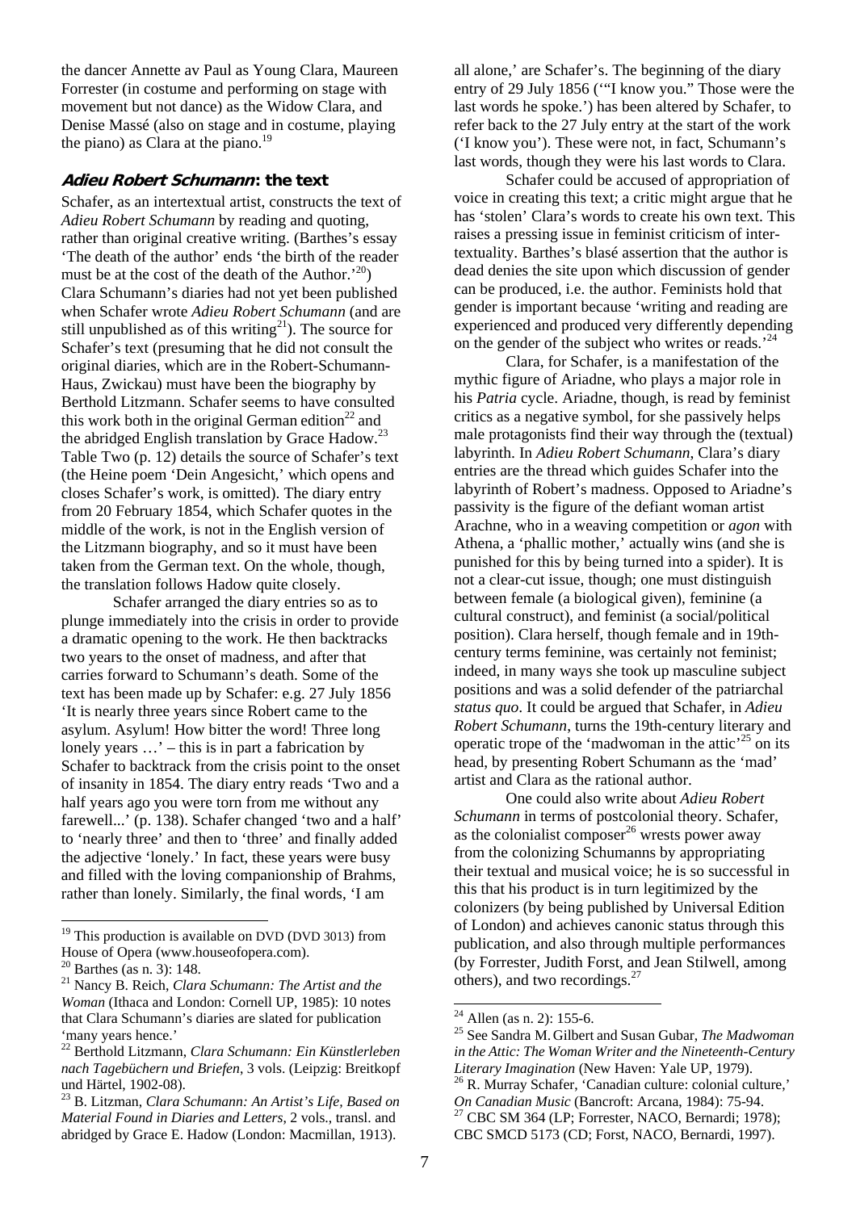the dancer Annette av Paul as Young Clara, Maureen Forrester (in costume and performing on stage with movement but not dance) as the Widow Clara, and Denise Massé (also on stage and in costume, playing the piano) as Clara at the piano.[19]

## *Adieu Robert Schumann*: the text

Schafer, as an intertextual artist, constructs the text of *Adieu Robert Schumann* by reading and quoting, rather than original creative writing. (Barthes's essay 'The death of the author' ends 'the birth of the reader must be at the cost of the death of the Author.'[20]) Clara Schumann's diaries had not yet been published when Schafer wrote *Adieu Robert Schumann* (and are still unpublished as of this writing[21]). The source for Schafer's text (presuming that he did not consult the original diaries, which are in the Robert-Schumann-Haus, Zwickau) must have been the biography by Berthold Litzmann. Schafer seems to have consulted this work both in the original German edition[22] and the abridged English translation by Grace Hadow.[23] Table Two (p. 12) details the source of Schafer's text (the Heine poem 'Dein Angesicht,' which opens and closes Schafer's work, is omitted). The diary entry from 20 February 1854, which Schafer quotes in the middle of the work, is not in the English version of the Litzmann biography, and so it must have been taken from the German text. On the whole, though, the translation follows Hadow quite closely.

Schafer arranged the diary entries so as to plunge immediately into the crisis in order to provide a dramatic opening to the work. He then backtracks two years to the onset of madness, and after that carries forward to Schumann's death. Some of the text has been made up by Schafer: e.g. 27 July 1856 'It is nearly three years since Robert came to the asylum. Asylum! How bitter the word! Three long lonely years …' – this is in part a fabrication by Schafer to backtrack from the crisis point to the onset of insanity in 1854. The diary entry reads 'Two and a half years ago you were torn from me without any farewell...' (p. 138). Schafer changed 'two and a half' to 'nearly three' and then to 'three' and finally added the adjective 'lonely.' In fact, these years were busy and filled with the loving companionship of Brahms, rather than lonely. Similarly, the final words, 'I am all alone,' are Schafer's. The beginning of the diary entry of 29 July 1856 ('"I know you." Those were the last words he spoke.') has been altered by Schafer, to refer back to the 27 July entry at the start of the work ('I know you'). These were not, in fact, Schumann's last words, though they were his last words to Clara.

Schafer could be accused of appropriation of voice in creating this text; a critic might argue that he has 'stolen' Clara's words to create his own text. This raises a pressing issue in feminist criticism of intertextuality. Barthes's blasé assertion that the author is dead denies the site upon which discussion of gender can be produced, i.e. the author. Feminists hold that gender is important because 'writing and reading are experienced and produced very differently depending on the gender of the subject who writes or reads.'[24]

Clara, for Schafer, is a manifestation of the mythic figure of Ariadne, who plays a major role in his *Patria* cycle. Ariadne, though, is read by feminist critics as a negative symbol, for she passively helps male protagonists find their way through the (textual) labyrinth. In *Adieu Robert Schumann*, Clara's diary entries are the thread which guides Schafer into the labyrinth of Robert's madness. Opposed to Ariadne's passivity is the figure of the defiant woman artist Arachne, who in a weaving competition or *agon* with Athena, a 'phallic mother,' actually wins (and she is punished for this by being turned into a spider). It is not a clear-cut issue, though; one must distinguish between female (a biological given), feminine (a cultural construct), and feminist (a social/political position). Clara herself, though female and in 19th-century terms feminine, was certainly not feminist; indeed, in many ways she took up masculine subject positions and was a solid defender of the patriarchal *status quo*. It could be argued that Schafer, in *Adieu Robert Schumann*, turns the 19th-century literary and operatic trope of the 'madwoman in the attic'[25] on its head, by presenting Robert Schumann as the 'mad' artist and Clara as the rational author.

One could also write about *Adieu Robert Schumann* in terms of postcolonial theory. Schafer, as the colonialist composer[26] wrests power away from the colonizing Schumanns by appropriating their textual and musical voice; he is so successful in this that his product is in turn legitimized by the colonizers (by being published by Universal Edition of London) and achieves canonic status through this publication, and also through multiple performances (by Forrester, Judith Forst, and Jean Stilwell, among others), and two recordings.[27]

---

[19] This production is available on DVD (DVD 3013) from House of Opera (www.houseofopera.com).

[20] Barthes (as n. 3): 148.

[21] Nancy B. Reich, *Clara Schumann: The Artist and the Woman* (Ithaca and London: Cornell UP, 1985): 10 notes that Clara Schumann's diaries are slated for publication 'many years hence.'

[22] Berthold Litzmann, *Clara Schumann: Ein Künstlerleben nach Tagebüchern und Briefen*, 3 vols. (Leipzig: Breitkopf und Härtel, 1902-08).

[23] B. Litzman, *Clara Schumann: An Artist's Life, Based on Material Found in Diaries and Letters*, 2 vols., transl. and abridged by Grace E. Hadow (London: Macmillan, 1913).

[24] Allen (as n. 2): 155-6.

[25] See Sandra M. Gilbert and Susan Gubar, *The Madwoman in the Attic: The Woman Writer and the Nineteenth-Century Literary Imagination* (New Haven: Yale UP, 1979).

[26] R. Murray Schafer, 'Canadian culture: colonial culture,' *On Canadian Music* (Bancroft: Arcana, 1984): 75-94.

[27] CBC SM 364 (LP; Forrester, NACO, Bernardi; 1978); CBC SMCD 5173 (CD; Forst, NACO, Bernardi, 1997).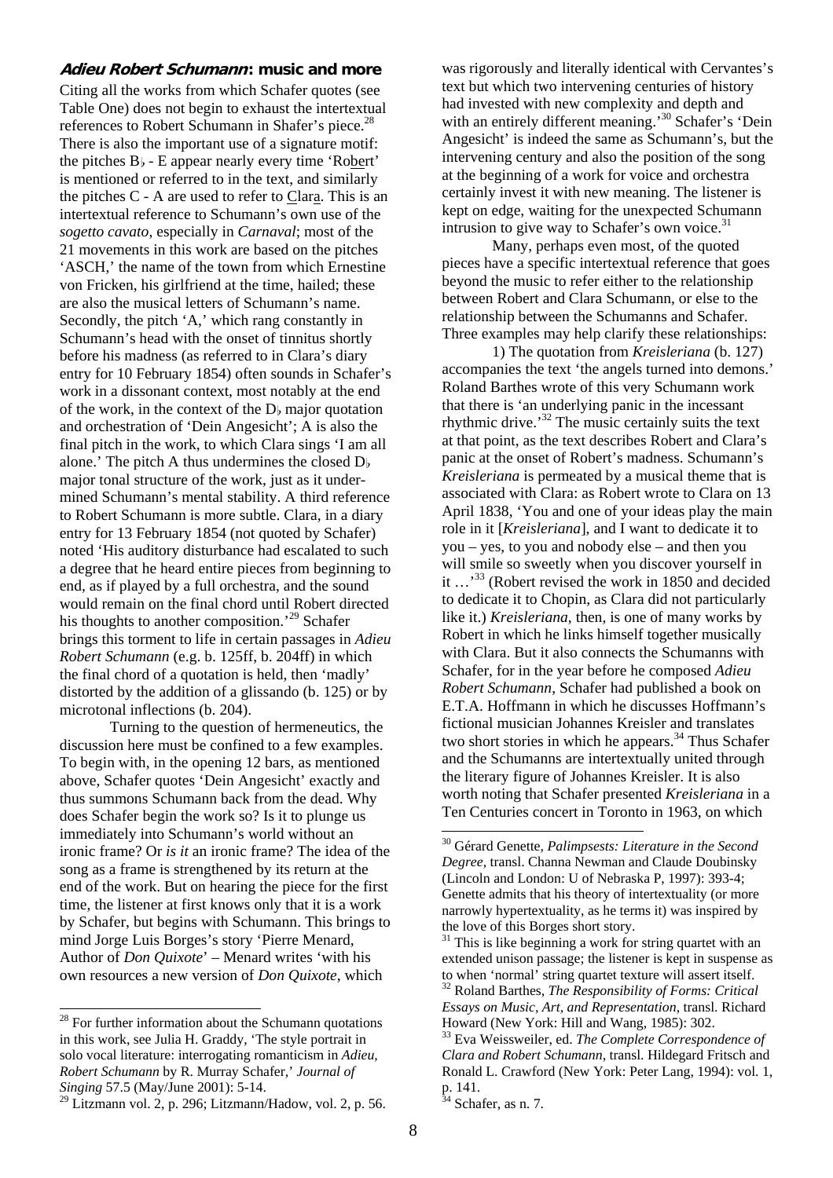## *Adieu Robert Schumann*: music and more

Citing all the works from which Schafer quotes (see Table One) does not begin to exhaust the intertextual references to Robert Schumann in Shafer's piece.[28] There is also the important use of a signature motif: the pitches B♭ - E appear nearly every time 'Ro<u>be</u>rt' is mentioned or referred to in the text, and similarly the pitches C - A are used to refer to <u>C</u>lar<u>a</u>. This is an intertextual reference to Schumann's own use of the *sogetto cavato*, especially in *Carnaval*; most of the 21 movements in this work are based on the pitches 'ASCH,' the name of the town from which Ernestine von Fricken, his girlfriend at the time, hailed; these are also the musical letters of Schumann's name. Secondly, the pitch 'A,' which rang constantly in Schumann's head with the onset of tinnitus shortly before his madness (as referred to in Clara's diary entry for 10 February 1854) often sounds in Schafer's work in a dissonant context, most notably at the end of the work, in the context of the D♭ major quotation and orchestration of 'Dein Angesicht'; A is also the final pitch in the work, to which Clara sings 'I am all alone.' The pitch A thus undermines the closed D♭ major tonal structure of the work, just as it undermined Schumann's mental stability. A third reference to Robert Schumann is more subtle. Clara, in a diary entry for 13 February 1854 (not quoted by Schafer) noted 'His auditory disturbance had escalated to such a degree that he heard entire pieces from beginning to end, as if played by a full orchestra, and the sound would remain on the final chord until Robert directed his thoughts to another composition.'[29] Schafer brings this torment to life in certain passages in *Adieu Robert Schumann* (e.g. b. 125ff, b. 204ff) in which the final chord of a quotation is held, then 'madly' distorted by the addition of a glissando (b. 125) or by microtonal inflections (b. 204).

Turning to the question of hermeneutics, the discussion here must be confined to a few examples. To begin with, in the opening 12 bars, as mentioned above, Schafer quotes 'Dein Angesicht' exactly and thus summons Schumann back from the dead. Why does Schafer begin the work so? Is it to plunge us immediately into Schumann's world without an ironic frame? Or *is it* an ironic frame? The idea of the song as a frame is strengthened by its return at the end of the work. But on hearing the piece for the first time, the listener at first knows only that it is a work by Schafer, but begins with Schumann. This brings to mind Jorge Luis Borges's story 'Pierre Menard, Author of *Don Quixote*' – Menard writes 'with his own resources a new version of *Don Quixote*, which was rigorously and literally identical with Cervantes's text but which two intervening centuries of history had invested with new complexity and depth and with an entirely different meaning.'[30] Schafer's 'Dein Angesicht' is indeed the same as Schumann's, but the intervening century and also the position of the song at the beginning of a work for voice and orchestra certainly invest it with new meaning. The listener is kept on edge, waiting for the unexpected Schumann intrusion to give way to Schafer's own voice.[31]

Many, perhaps even most, of the quoted pieces have a specific intertextual reference that goes beyond the music to refer either to the relationship between Robert and Clara Schumann, or else to the relationship between the Schumanns and Schafer. Three examples may help clarify these relationships:

1) The quotation from *Kreisleriana* (b. 127) accompanies the text 'the angels turned into demons.' Roland Barthes wrote of this very Schumann work that there is 'an underlying panic in the incessant rhythmic drive.'[32] The music certainly suits the text at that point, as the text describes Robert and Clara's panic at the onset of Robert's madness. Schumann's *Kreisleriana* is permeated by a musical theme that is associated with Clara: as Robert wrote to Clara on 13 April 1838, 'You and one of your ideas play the main role in it [*Kreisleriana*], and I want to dedicate it to you – yes, to you and nobody else – and then you will smile so sweetly when you discover yourself in it …'[33] (Robert revised the work in 1850 and decided to dedicate it to Chopin, as Clara did not particularly like it.) *Kreisleriana*, then, is one of many works by Robert in which he links himself together musically with Clara. But it also connects the Schumanns with Schafer, for in the year before he composed *Adieu Robert Schumann*, Schafer had published a book on E.T.A. Hoffmann in which he discusses Hoffmann's fictional musician Johannes Kreisler and translates two short stories in which he appears.[34] Thus Schafer and the Schumanns are intertextually united through the literary figure of Johannes Kreisler. It is also worth noting that Schafer presented *Kreisleriana* in a Ten Centuries concert in Toronto in 1963, on which

---

[28] For further information about the Schumann quotations in this work, see Julia H. Graddy, 'The style portrait in solo vocal literature: interrogating romanticism in *Adieu, Robert Schumann* by R. Murray Schafer,' *Journal of Singing* 57.5 (May/June 2001): 5-14.

[29] Litzmann vol. 2, p. 296; Litzmann/Hadow, vol. 2, p. 56.

[30] Gérard Genette, *Palimpsests: Literature in the Second Degree*, transl. Channa Newman and Claude Doubinsky (Lincoln and London: U of Nebraska P, 1997): 393-4; Genette admits that his theory of intertextuality (or more narrowly hypertextuality, as he terms it) was inspired by the love of this Borges short story.

[31] This is like beginning a work for string quartet with an extended unison passage; the listener is kept in suspense as to when 'normal' string quartet texture will assert itself.

[32] Roland Barthes, *The Responsibility of Forms: Critical Essays on Music, Art, and Representation*, transl. Richard Howard (New York: Hill and Wang, 1985): 302.

[33] Eva Weissweiler, ed. *The Complete Correspondence of Clara and Robert Schumann*, transl. Hildegard Fritsch and Ronald L. Crawford (New York: Peter Lang, 1994): vol. 1, p. 141.

[34] Schafer, as n. 7.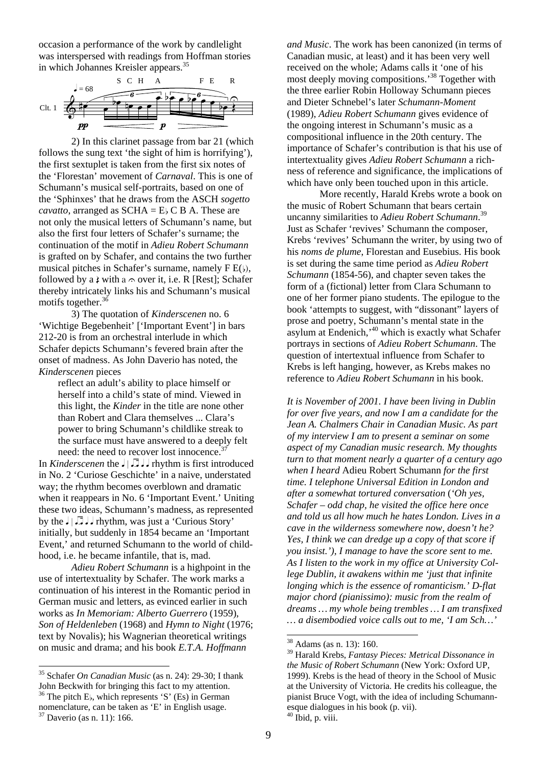occasion a performance of the work by candlelight was interspersed with readings from Hoffman stories in which Johannes Kreisler appears.[35]

2) In this clarinet passage from bar 21 (which follows the sung text 'the sight of him is horrifying'), the first sextuplet is taken from the first six notes of the 'Florestan' movement of *Carnaval*. This is one of Schumann's musical self-portraits, based on one of the 'Sphinxes' that he draws from the ASCH *sogetto cavatto*, arranged as SCHA = E♭ C B A. These are not only the musical letters of Schumann's name, but also the first four letters of Schafer's surname; the continuation of the motif in *Adieu Robert Schumann* is grafted on by Schafer, and contains the two further musical pitches in Schafer's surname, namely F E(♭), followed by a 𝄽 with a 𝄐 over it, i.e. R [Rest]; Schafer thereby intricately links his and Schumann's musical motifs together.[36]

3) The quotation of *Kinderscenen* no. 6 'Wichtige Begebenheit' ['Important Event'] in bars 212-20 is from an orchestral interlude in which Schafer depicts Schumann's fevered brain after the onset of madness. As John Daverio has noted, the *Kinderscenen* pieces

> reflect an adult's ability to place himself or herself into a child's state of mind. Viewed in this light, the *Kinder* in the title are none other than Robert and Clara themselves ... Clara's power to bring Schumann's childlike streak to the surface must have answered to a deeply felt need: the need to recover lost innocence.[37]

In *Kinderscenen* the ♩ | ♫ ♩ ♩ rhythm is first introduced in No. 2 'Curiose Geschichte' in a naive, understated way; the rhythm becomes overblown and dramatic when it reappears in No. 6 'Important Event.' Uniting these two ideas, Schumann's madness, as represented by the ♩ | ♫ ♩ ♩ rhythm, was just a 'Curious Story' initially, but suddenly in 1854 became an 'Important Event,' and returned Schumann to the world of childhood, i.e. he became infantile, that is, mad.

*Adieu Robert Schumann* is a highpoint in the use of intertextuality by Schafer. The work marks a continuation of his interest in the Romantic period in German music and letters, as evinced earlier in such works as *In Memoriam: Alberto Guerrero* (1959), *Son of Heldenleben* (1968) and *Hymn to Night* (1976; text by Novalis); his Wagnerian theoretical writings on music and drama; and his book *E.T.A. Hoffmann and Music*. The work has been canonized (in terms of Canadian music, at least) and it has been very well received on the whole; Adams calls it 'one of his most deeply moving compositions.'[38] Together with the three earlier Robin Holloway Schumann pieces and Dieter Schnebel's later *Schumann-Moment* (1989), *Adieu Robert Schumann* gives evidence of the ongoing interest in Schumann's music as a compositional influence in the 20th century. The importance of Schafer's contribution is that his use of intertextuality gives *Adieu Robert Schumann* a richness of reference and significance, the implications of which have only been touched upon in this article.

More recently, Harald Krebs wrote a book on the music of Robert Schumann that bears certain uncanny similarities to *Adieu Robert Schumann*.[39] Just as Schafer 'revives' Schumann the composer, Krebs 'revives' Schumann the writer, by using two of his *noms de plume*, Florestan and Eusebius. His book is set during the same time period as *Adieu Robert Schumann* (1854-56), and chapter seven takes the form of a (fictional) letter from Clara Schumann to one of her former piano students. The epilogue to the book 'attempts to suggest, with "dissonant" layers of prose and poetry, Schumann's mental state in the asylum at Endenich,'[40] which is exactly what Schafer portrays in sections of *Adieu Robert Schumann*. The question of intertextual influence from Schafer to Krebs is left hanging, however, as Krebs makes no reference to *Adieu Robert Schumann* in his book.

*It is November of 2001. I have been living in Dublin for over five years, and now I am a candidate for the Jean A. Chalmers Chair in Canadian Music. As part of my interview I am to present a seminar on some aspect of my Canadian music research. My thoughts turn to that moment nearly a quarter of a century ago when I heard* Adieu Robert Schumann *for the first time. I telephone Universal Edition in London and after a somewhat tortured conversation ('Oh yes, Schafer – odd chap, he visited the office here once and told us all how much he hates London. Lives in a cave in the wilderness somewhere now, doesn't he? Yes, I think we can dredge up a copy of that score if you insist.'), I manage to have the score sent to me. As I listen to the work in my office at University College Dublin, it awakens within me 'just that infinite longing which is the essence of romanticism.' D-flat major chord (pianissimo): music from the realm of dreams … my whole being trembles … I am transfixed … a disembodied voice calls out to me, 'I am Sch…'*

---

[35] Schafer *On Canadian Music* (as n. 24): 29-30; I thank John Beckwith for bringing this fact to my attention.
[36] The pitch E♭, which represents 'S' (Es) in German nomenclature, can be taken as 'E' in English usage.
[37] Daverio (as n. 11): 166.
[38] Adams (as n. 13): 160.
[39] Harald Krebs, *Fantasy Pieces: Metrical Dissonance in the Music of Robert Schumann* (New York: Oxford UP, 1999). Krebs is the head of theory in the School of Music at the University of Victoria. He credits his colleague, the pianist Bruce Vogt, with the idea of including Schumann-esque dialogues in his book (p. vii).
[40] Ibid, p. viii.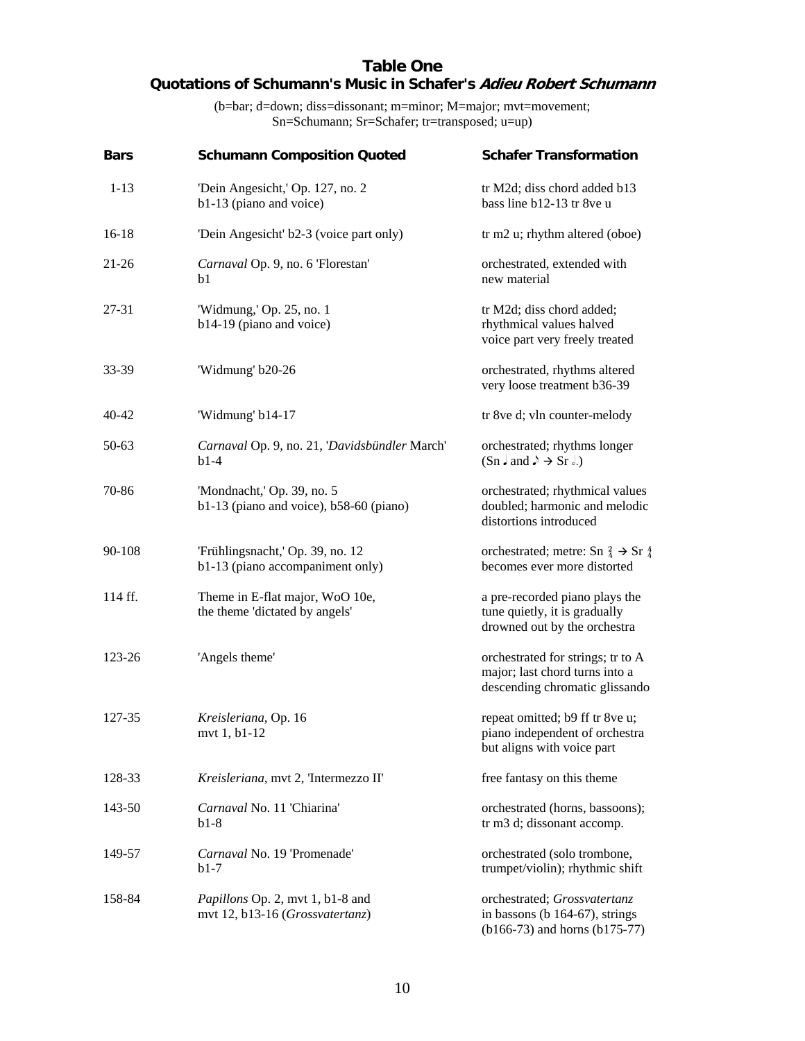## Table One
### Quotations of Schumann's Music in Schafer's *Adieu Robert Schumann*

(b=bar; d=down; diss=dissonant; m=minor; M=major; mvt=movement; Sn=Schumann; Sr=Schafer; tr=transposed; u=up)

| Bars | Schumann Composition Quoted | Schafer Transformation |
|---|---|---|
| 1-13 | 'Dein Angesicht,' Op. 127, no. 2 b1-13 (piano and voice) | tr M2d; diss chord added b13 bass line b12-13 tr 8ve u |
| 16-18 | 'Dein Angesicht' b2-3 (voice part only) | tr m2 u; rhythm altered (oboe) |
| 21-26 | *Carnaval* Op. 9, no. 6 'Florestan' b1 | orchestrated, extended with new material |
| 27-31 | 'Widmung,' Op. 25, no. 1 b14-19 (piano and voice) | tr M2d; diss chord added; rhythmical values halved voice part very freely treated |
| 33-39 | 'Widmung' b20-26 | orchestrated, rhythms altered very loose treatment b36-39 |
| 40-42 | 'Widmung' b14-17 | tr 8ve d; vln counter-melody |
| 50-63 | *Carnaval* Op. 9, no. 21, '*Davidsbündler* March' b1-4 | orchestrated; rhythms longer (Sn ♩ and ♪ → Sr 𝅗𝅥.) |
| 70-86 | 'Mondnacht,' Op. 39, no. 5 b1-13 (piano and voice), b58-60 (piano) | orchestrated; rhythmical values doubled; harmonic and melodic distortions introduced |
| 90-108 | 'Frühlingsnacht,' Op. 39, no. 12 b1-13 (piano accompaniment only) | orchestrated; metre: Sn $\frac{2}{4}$ → Sr $\frac{4}{4}$ becomes ever more distorted |
| 114 ff. | Theme in E-flat major, WoO 10e, the theme 'dictated by angels' | a pre-recorded piano plays the tune quietly, it is gradually drowned out by the orchestra |
| 123-26 | 'Angels theme' | orchestrated for strings; tr to A major; last chord turns into a descending chromatic glissando |
| 127-35 | *Kreisleriana*, Op. 16 mvt 1, b1-12 | repeat omitted; b9 ff tr 8ve u; piano independent of orchestra but aligns with voice part |
| 128-33 | *Kreisleriana*, mvt 2, 'Intermezzo II' | free fantasy on this theme |
| 143-50 | *Carnaval* No. 11 'Chiarina' b1-8 | orchestrated (horns, bassoons); tr m3 d; dissonant accomp. |
| 149-57 | *Carnaval* No. 19 'Promenade' b1-7 | orchestrated (solo trombone, trumpet/violin); rhythmic shift |
| 158-84 | *Papillons* Op. 2, mvt 1, b1-8 and mvt 12, b13-16 (*Grossvatertanz*) | orchestrated; *Grossvatertanz* in bassons (b 164-67), strings (b166-73) and horns (b175-77) |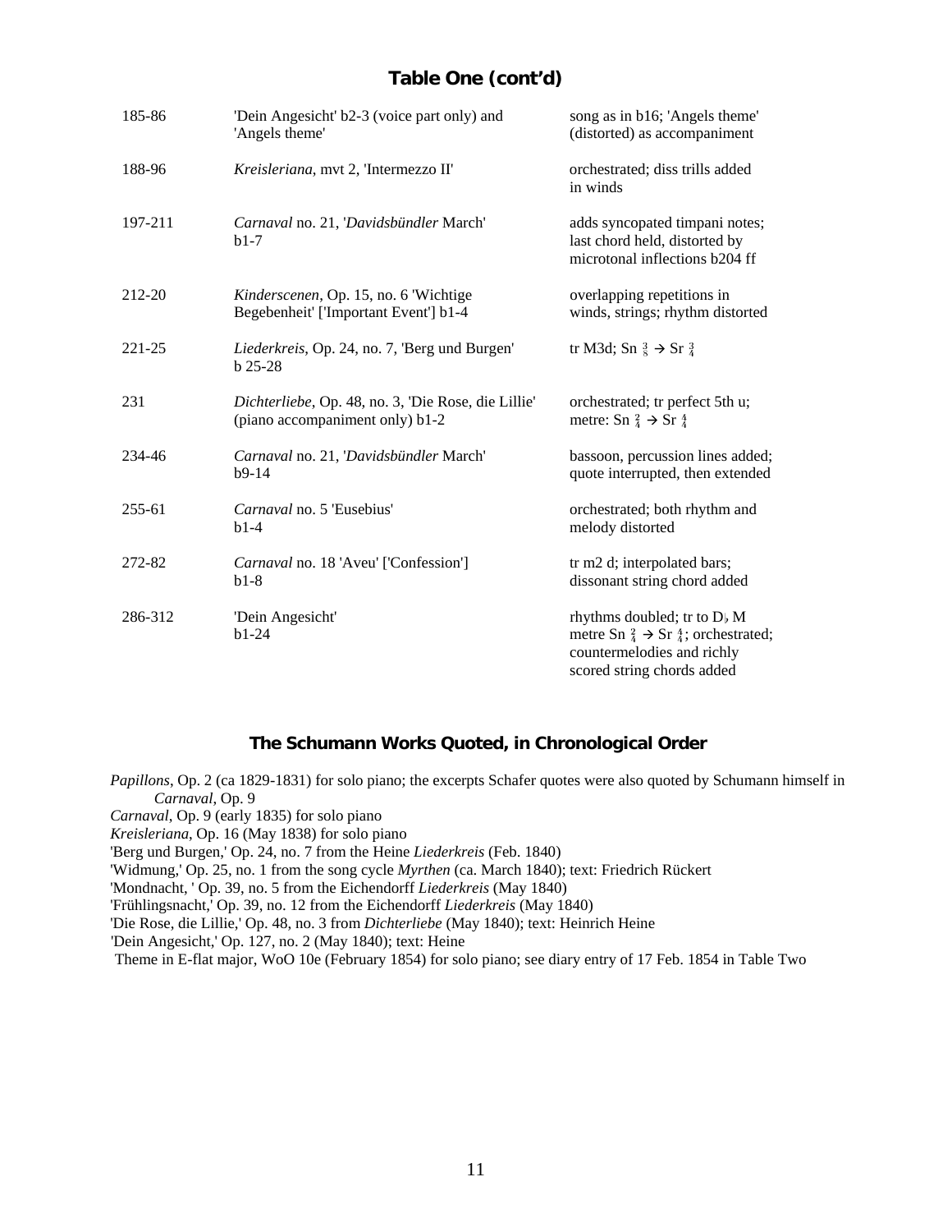## Table One (cont'd)

| | | |
|---|---|---|
| 185-86 | 'Dein Angesicht' b2-3 (voice part only) and 'Angels theme' | song as in b16; 'Angels theme' (distorted) as accompaniment |
| 188-96 | *Kreisleriana*, mvt 2, 'Intermezzo II' | orchestrated; diss trills added in winds |
| 197-211 | *Carnaval* no. 21, '*Davidsbündler* March' b1-7 | adds syncopated timpani notes; last chord held, distorted by microtonal inflections b204 ff |
| 212-20 | *Kinderscenen*, Op. 15, no. 6 'Wichtige Begebenheit' ['Important Event'] b1-4 | overlapping repetitions in winds, strings; rhythm distorted |
| 221-25 | *Liederkreis*, Op. 24, no. 7, 'Berg und Burgen' b 25-28 | tr M3d; Sn $\frac{3}{8}$ → Sr $\frac{3}{4}$ |
| 231 | *Dichterliebe*, Op. 48, no. 3, 'Die Rose, die Lillie' (piano accompaniment only) b1-2 | orchestrated; tr perfect 5th u; metre: Sn $\frac{2}{4}$ → Sr $\frac{4}{4}$ |
| 234-46 | *Carnaval* no. 21, '*Davidsbündler* March' b9-14 | bassoon, percussion lines added; quote interrupted, then extended |
| 255-61 | *Carnaval* no. 5 'Eusebius' b1-4 | orchestrated; both rhythm and melody distorted |
| 272-82 | *Carnaval* no. 18 'Aveu' ['Confession'] b1-8 | tr m2 d; interpolated bars; dissonant string chord added |
| 286-312 | 'Dein Angesicht' b1-24 | rhythms doubled; tr to D♭ M metre Sn $\frac{2}{4}$ → Sr $\frac{4}{4}$; orchestrated; countermelodies and richly scored string chords added |

## The Schumann Works Quoted, in Chronological Order

*Papillons*, Op. 2 (ca 1829-1831) for solo piano; the excerpts Schafer quotes were also quoted by Schumann himself in *Carnaval*, Op. 9
*Carnaval*, Op. 9 (early 1835) for solo piano
*Kreisleriana*, Op. 16 (May 1838) for solo piano
'Berg und Burgen,' Op. 24, no. 7 from the Heine *Liederkreis* (Feb. 1840)
'Widmung,' Op. 25, no. 1 from the song cycle *Myrthen* (ca. March 1840); text: Friedrich Rückert
'Mondnacht, ' Op. 39, no. 5 from the Eichendorff *Liederkreis* (May 1840)
'Frühlingsnacht,' Op. 39, no. 12 from the Eichendorff *Liederkreis* (May 1840)
'Die Rose, die Lillie,' Op. 48, no. 3 from *Dichterliebe* (May 1840); text: Heinrich Heine
'Dein Angesicht,' Op. 127, no. 2 (May 1840); text: Heine
Theme in E-flat major, WoO 10e (February 1854) for solo piano; see diary entry of 17 Feb. 1854 in Table Two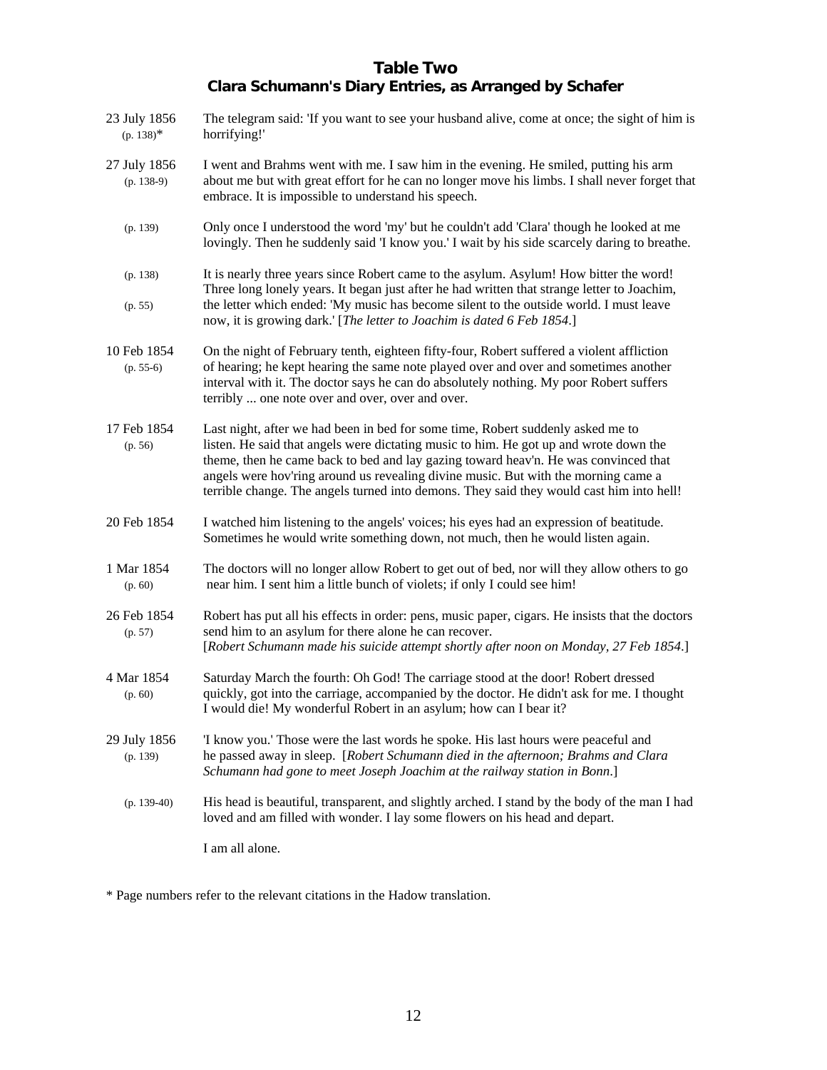## Table Two
## Clara Schumann's Diary Entries, as Arranged by Schafer

| Date | Entry |
|---|---|
| 23 July 1856 (p. 138)* | The telegram said: 'If you want to see your husband alive, come at once; the sight of him is horrifying!' |
| 27 July 1856 (p. 138-9) | I went and Brahms went with me. I saw him in the evening. He smiled, putting his arm about me but with great effort for he can no longer move his limbs. I shall never forget that embrace. It is impossible to understand his speech. |
| (p. 139) | Only once I understood the word 'my' but he couldn't add 'Clara' though he looked at me lovingly. Then he suddenly said 'I know you.' I wait by his side scarcely daring to breathe. |
| (p. 138) (p. 55) | It is nearly three years since Robert came to the asylum. Asylum! How bitter the word! Three long lonely years. It began just after he had written that strange letter to Joachim, the letter which ended: 'My music has become silent to the outside world. I must leave now, it is growing dark.' [*The letter to Joachim is dated 6 Feb 1854*.] |
| 10 Feb 1854 (p. 55-6) | On the night of February tenth, eighteen fifty-four, Robert suffered a violent affliction of hearing; he kept hearing the same note played over and over and sometimes another interval with it. The doctor says he can do absolutely nothing. My poor Robert suffers terribly ... one note over and over, over and over. |
| 17 Feb 1854 (p. 56) | Last night, after we had been in bed for some time, Robert suddenly asked me to listen. He said that angels were dictating music to him. He got up and wrote down the theme, then he came back to bed and lay gazing toward heav'n. He was convinced that angels were hov'ring around us revealing divine music. But with the morning came a terrible change. The angels turned into demons. They said they would cast him into hell! |
| 20 Feb 1854 | I watched him listening to the angels' voices; his eyes had an expression of beatitude. Sometimes he would write something down, not much, then he would listen again. |
| 1 Mar 1854 (p. 60) | The doctors will no longer allow Robert to get out of bed, nor will they allow others to go near him. I sent him a little bunch of violets; if only I could see him! |
| 26 Feb 1854 (p. 57) | Robert has put all his effects in order: pens, music paper, cigars. He insists that the doctors send him to an asylum for there alone he can recover. [*Robert Schumann made his suicide attempt shortly after noon on Monday, 27 Feb 1854*.] |
| 4 Mar 1854 (p. 60) | Saturday March the fourth: Oh God! The carriage stood at the door! Robert dressed quickly, got into the carriage, accompanied by the doctor. He didn't ask for me. I thought I would die! My wonderful Robert in an asylum; how can I bear it? |
| 29 July 1856 (p. 139) | 'I know you.' Those were the last words he spoke. His last hours were peaceful and he passed away in sleep. [*Robert Schumann died in the afternoon; Brahms and Clara Schumann had gone to meet Joseph Joachim at the railway station in Bonn*.] |
| (p. 139-40) | His head is beautiful, transparent, and slightly arched. I stand by the body of the man I had loved and am filled with wonder. I lay some flowers on his head and depart. |
| | I am all alone. |

\* Page numbers refer to the relevant citations in the Hadow translation.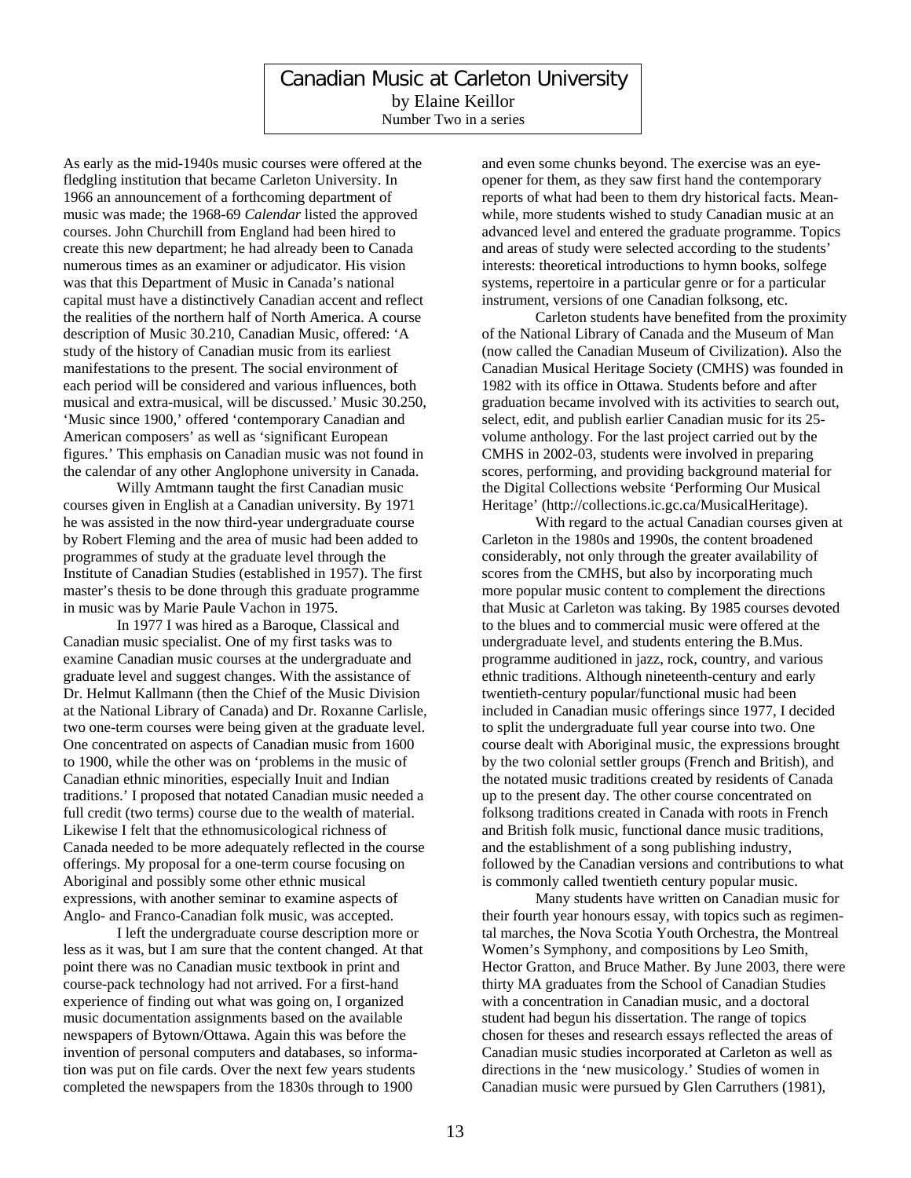# Canadian Music at Carleton University

by Elaine Keillor
Number Two in a series

As early as the mid-1940s music courses were offered at the fledgling institution that became Carleton University. In 1966 an announcement of a forthcoming department of music was made; the 1968-69 *Calendar* listed the approved courses. John Churchill from England had been hired to create this new department; he had already been to Canada numerous times as an examiner or adjudicator. His vision was that this Department of Music in Canada's national capital must have a distinctively Canadian accent and reflect the realities of the northern half of North America. A course description of Music 30.210, Canadian Music, offered: 'A study of the history of Canadian music from its earliest manifestations to the present. The social environment of each period will be considered and various influences, both musical and extra-musical, will be discussed.' Music 30.250, 'Music since 1900,' offered 'contemporary Canadian and American composers' as well as 'significant European figures.' This emphasis on Canadian music was not found in the calendar of any other Anglophone university in Canada.

Willy Amtmann taught the first Canadian music courses given in English at a Canadian university. By 1971 he was assisted in the now third-year undergraduate course by Robert Fleming and the area of music had been added to programmes of study at the graduate level through the Institute of Canadian Studies (established in 1957). The first master's thesis to be done through this graduate programme in music was by Marie Paule Vachon in 1975.

In 1977 I was hired as a Baroque, Classical and Canadian music specialist. One of my first tasks was to examine Canadian music courses at the undergraduate and graduate level and suggest changes. With the assistance of Dr. Helmut Kallmann (then the Chief of the Music Division at the National Library of Canada) and Dr. Roxanne Carlisle, two one-term courses were being given at the graduate level. One concentrated on aspects of Canadian music from 1600 to 1900, while the other was on 'problems in the music of Canadian ethnic minorities, especially Inuit and Indian traditions.' I proposed that notated Canadian music needed a full credit (two terms) course due to the wealth of material. Likewise I felt that the ethnomusicological richness of Canada needed to be more adequately reflected in the course offerings. My proposal for a one-term course focusing on Aboriginal and possibly some other ethnic musical expressions, with another seminar to examine aspects of Anglo- and Franco-Canadian folk music, was accepted.

I left the undergraduate course description more or less as it was, but I am sure that the content changed. At that point there was no Canadian music textbook in print and course-pack technology had not arrived. For a first-hand experience of finding out what was going on, I organized music documentation assignments based on the available newspapers of Bytown/Ottawa. Again this was before the invention of personal computers and databases, so information was put on file cards. Over the next few years students completed the newspapers from the 1830s through to 1900 and even some chunks beyond. The exercise was an eye-opener for them, as they saw first hand the contemporary reports of what had been to them dry historical facts. Meanwhile, more students wished to study Canadian music at an advanced level and entered the graduate programme. Topics and areas of study were selected according to the students' interests: theoretical introductions to hymn books, solfege systems, repertoire in a particular genre or for a particular instrument, versions of one Canadian folksong, etc.

Carleton students have benefited from the proximity of the National Library of Canada and the Museum of Man (now called the Canadian Museum of Civilization). Also the Canadian Musical Heritage Society (CMHS) was founded in 1982 with its office in Ottawa. Students before and after graduation became involved with its activities to search out, select, edit, and publish earlier Canadian music for its 25-volume anthology. For the last project carried out by the CMHS in 2002-03, students were involved in preparing scores, performing, and providing background material for the Digital Collections website 'Performing Our Musical Heritage' (http://collections.ic.gc.ca/MusicalHeritage).

With regard to the actual Canadian courses given at Carleton in the 1980s and 1990s, the content broadened considerably, not only through the greater availability of scores from the CMHS, but also by incorporating much more popular music content to complement the directions that Music at Carleton was taking. By 1985 courses devoted to the blues and to commercial music were offered at the undergraduate level, and students entering the B.Mus. programme auditioned in jazz, rock, country, and various ethnic traditions. Although nineteenth-century and early twentieth-century popular/functional music had been included in Canadian music offerings since 1977, I decided to split the undergraduate full year course into two. One course dealt with Aboriginal music, the expressions brought by the two colonial settler groups (French and British), and the notated music traditions created by residents of Canada up to the present day. The other course concentrated on folksong traditions created in Canada with roots in French and British folk music, functional dance music traditions, and the establishment of a song publishing industry, followed by the Canadian versions and contributions to what is commonly called twentieth century popular music.

Many students have written on Canadian music for their fourth year honours essay, with topics such as regimental marches, the Nova Scotia Youth Orchestra, the Montreal Women's Symphony, and compositions by Leo Smith, Hector Gratton, and Bruce Mather. By June 2003, there were thirty MA graduates from the School of Canadian Studies with a concentration in Canadian music, and a doctoral student had begun his dissertation. The range of topics chosen for theses and research essays reflected the areas of Canadian music studies incorporated at Carleton as well as directions in the 'new musicology.' Studies of women in Canadian music were pursued by Glen Carruthers (1981),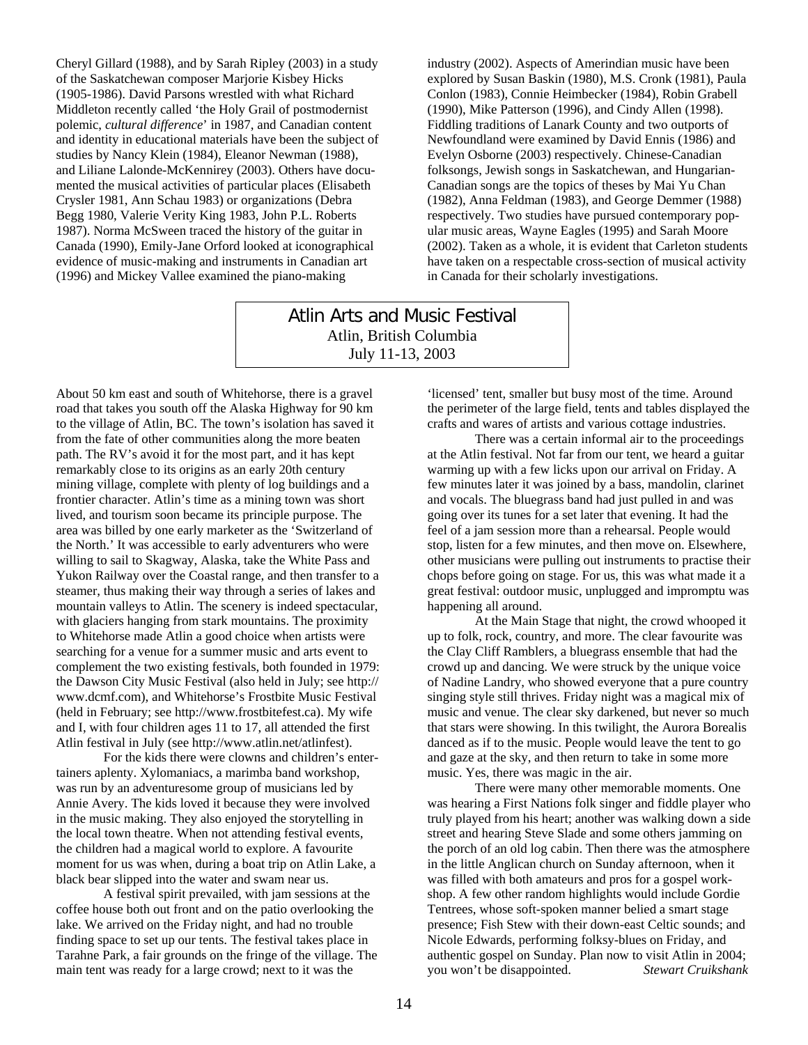Cheryl Gillard (1988), and by Sarah Ripley (2003) in a study of the Saskatchewan composer Marjorie Kisbey Hicks (1905-1986). David Parsons wrestled with what Richard Middleton recently called 'the Holy Grail of postmodernist polemic, *cultural difference*' in 1987, and Canadian content and identity in educational materials have been the subject of studies by Nancy Klein (1984), Eleanor Newman (1988), and Liliane Lalonde-McKennirey (2003). Others have documented the musical activities of particular places (Elisabeth Crysler 1981, Ann Schau 1983) or organizations (Debra Begg 1980, Valerie Verity King 1983, John P.L. Roberts 1987). Norma McSween traced the history of the guitar in Canada (1990), Emily-Jane Orford looked at iconographical evidence of music-making and instruments in Canadian art (1996) and Mickey Vallee examined the piano-making industry (2002). Aspects of Amerindian music have been explored by Susan Baskin (1980), M.S. Cronk (1981), Paula Conlon (1983), Connie Heimbecker (1984), Robin Grabell (1990), Mike Patterson (1996), and Cindy Allen (1998). Fiddling traditions of Lanark County and two outports of Newfoundland were examined by David Ennis (1986) and Evelyn Osborne (2003) respectively. Chinese-Canadian folksongs, Jewish songs in Saskatchewan, and Hungarian-Canadian songs are the topics of theses by Mai Yu Chan (1982), Anna Feldman (1983), and George Demmer (1988) respectively. Two studies have pursued contemporary popular music areas, Wayne Eagles (1995) and Sarah Moore (2002). Taken as a whole, it is evident that Carleton students have taken on a respectable cross-section of musical activity in Canada for their scholarly investigations.

## Atlin Arts and Music Festival

Atlin, British Columbia
July 11-13, 2003

About 50 km east and south of Whitehorse, there is a gravel road that takes you south off the Alaska Highway for 90 km to the village of Atlin, BC. The town's isolation has saved it from the fate of other communities along the more beaten path. The RV's avoid it for the most part, and it has kept remarkably close to its origins as an early 20th century mining village, complete with plenty of log buildings and a frontier character. Atlin's time as a mining town was short lived, and tourism soon became its principle purpose. The area was billed by one early marketer as the 'Switzerland of the North.' It was accessible to early adventurers who were willing to sail to Skagway, Alaska, take the White Pass and Yukon Railway over the Coastal range, and then transfer to a steamer, thus making their way through a series of lakes and mountain valleys to Atlin. The scenery is indeed spectacular, with glaciers hanging from stark mountains. The proximity to Whitehorse made Atlin a good choice when artists were searching for a venue for a summer music and arts event to complement the two existing festivals, both founded in 1979: the Dawson City Music Festival (also held in July; see http://www.dcmf.com), and Whitehorse's Frostbite Music Festival (held in February; see http://www.frostbitefest.ca). My wife and I, with four children ages 11 to 17, all attended the first Atlin festival in July (see http://www.atlin.net/atlinfest).

For the kids there were clowns and children's entertainers aplenty. Xylomaniacs, a marimba band workshop, was run by an adventuresome group of musicians led by Annie Avery. The kids loved it because they were involved in the music making. They also enjoyed the storytelling in the local town theatre. When not attending festival events, the children had a magical world to explore. A favourite moment for us was when, during a boat trip on Atlin Lake, a black bear slipped into the water and swam near us.

A festival spirit prevailed, with jam sessions at the coffee house both out front and on the patio overlooking the lake. We arrived on the Friday night, and had no trouble finding space to set up our tents. The festival takes place in Tarahne Park, a fair grounds on the fringe of the village. The main tent was ready for a large crowd; next to it was the 'licensed' tent, smaller but busy most of the time. Around the perimeter of the large field, tents and tables displayed the crafts and wares of artists and various cottage industries.

There was a certain informal air to the proceedings at the Atlin festival. Not far from our tent, we heard a guitar warming up with a few licks upon our arrival on Friday. A few minutes later it was joined by a bass, mandolin, clarinet and vocals. The bluegrass band had just pulled in and was going over its tunes for a set later that evening. It had the feel of a jam session more than a rehearsal. People would stop, listen for a few minutes, and then move on. Elsewhere, other musicians were pulling out instruments to practise their chops before going on stage. For us, this was what made it a great festival: outdoor music, unplugged and impromptu was happening all around.

At the Main Stage that night, the crowd whooped it up to folk, rock, country, and more. The clear favourite was the Clay Cliff Ramblers, a bluegrass ensemble that had the crowd up and dancing. We were struck by the unique voice of Nadine Landry, who showed everyone that a pure country singing style still thrives. Friday night was a magical mix of music and venue. The clear sky darkened, but never so much that stars were showing. In this twilight, the Aurora Borealis danced as if to the music. People would leave the tent to go and gaze at the sky, and then return to take in some more music. Yes, there was magic in the air.

There were many other memorable moments. One was hearing a First Nations folk singer and fiddle player who truly played from his heart; another was walking down a side street and hearing Steve Slade and some others jamming on the porch of an old log cabin. Then there was the atmosphere in the little Anglican church on Sunday afternoon, when it was filled with both amateurs and pros for a gospel workshop. A few other random highlights would include Gordie Tentrees, whose soft-spoken manner belied a smart stage presence; Fish Stew with their down-east Celtic sounds; and Nicole Edwards, performing folksy-blues on Friday, and authentic gospel on Sunday. Plan now to visit Atlin in 2004; you won't be disappointed. *Stewart Cruikshank*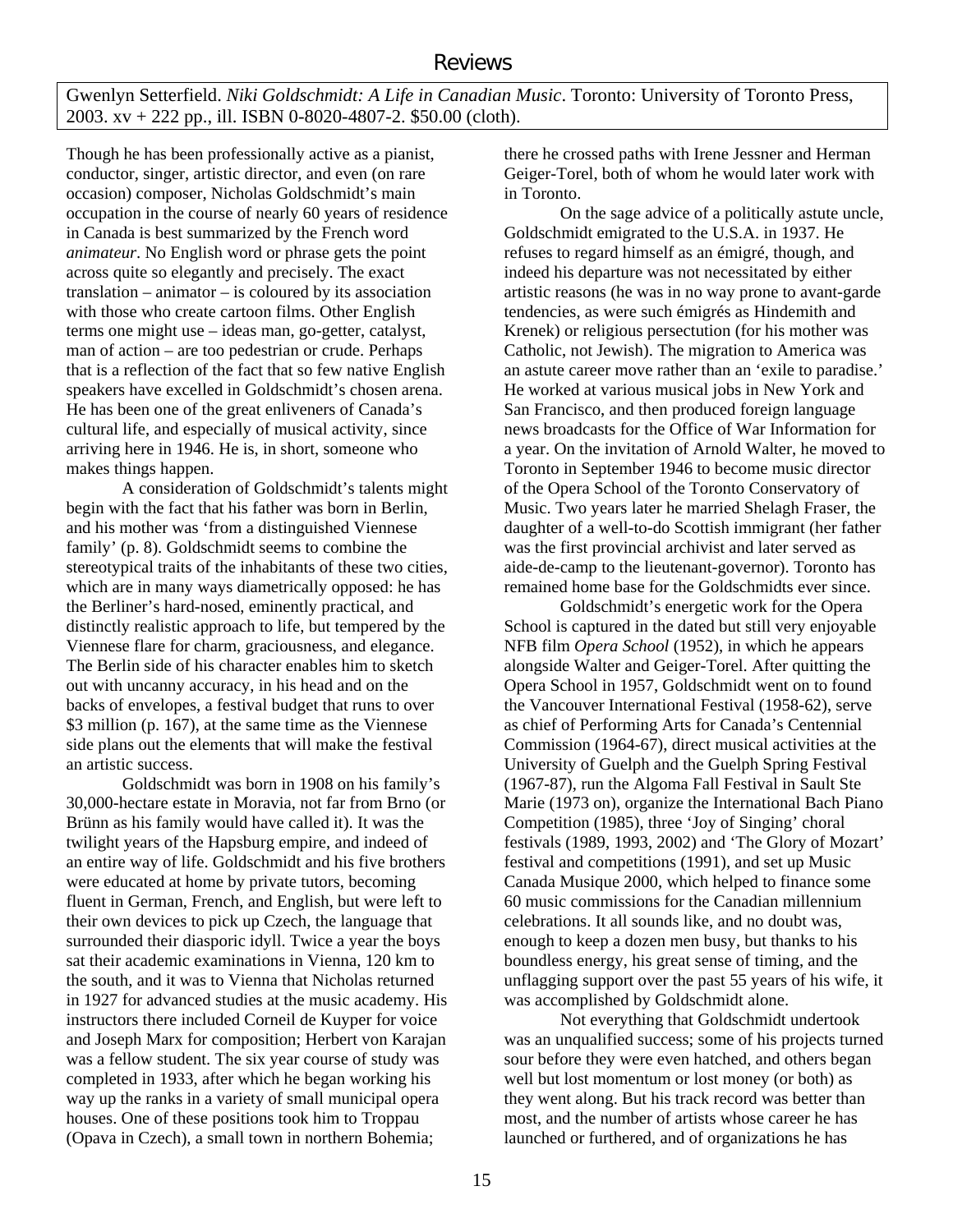## Reviews

Gwenlyn Setterfield. *Niki Goldschmidt: A Life in Canadian Music*. Toronto: University of Toronto Press, 2003. xv + 222 pp., ill. ISBN 0-8020-4807-2. $50.00 (cloth).

Though he has been professionally active as a pianist, conductor, singer, artistic director, and even (on rare occasion) composer, Nicholas Goldschmidt's main occupation in the course of nearly 60 years of residence in Canada is best summarized by the French word *animateur*. No English word or phrase gets the point across quite so elegantly and precisely. The exact translation – animator – is coloured by its association with those who create cartoon films. Other English terms one might use – ideas man, go-getter, catalyst, man of action – are too pedestrian or crude. Perhaps that is a reflection of the fact that so few native English speakers have excelled in Goldschmidt's chosen arena. He has been one of the great enliveners of Canada's cultural life, and especially of musical activity, since arriving here in 1946. He is, in short, someone who makes things happen.

A consideration of Goldschmidt's talents might begin with the fact that his father was born in Berlin, and his mother was 'from a distinguished Viennese family' (p. 8). Goldschmidt seems to combine the stereotypical traits of the inhabitants of these two cities, which are in many ways diametrically opposed: he has the Berliner's hard-nosed, eminently practical, and distinctly realistic approach to life, but tempered by the Viennese flare for charm, graciousness, and elegance. The Berlin side of his character enables him to sketch out with uncanny accuracy, in his head and on the backs of envelopes, a festival budget that runs to over $3 million (p. 167), at the same time as the Viennese side plans out the elements that will make the festival an artistic success.

Goldschmidt was born in 1908 on his family's 30,000-hectare estate in Moravia, not far from Brno (or Brünn as his family would have called it). It was the twilight years of the Hapsburg empire, and indeed of an entire way of life. Goldschmidt and his five brothers were educated at home by private tutors, becoming fluent in German, French, and English, but were left to their own devices to pick up Czech, the language that surrounded their diasporic idyll. Twice a year the boys sat their academic examinations in Vienna, 120 km to the south, and it was to Vienna that Nicholas returned in 1927 for advanced studies at the music academy. His instructors there included Corneil de Kuyper for voice and Joseph Marx for composition; Herbert von Karajan was a fellow student. The six year course of study was completed in 1933, after which he began working his way up the ranks in a variety of small municipal opera houses. One of these positions took him to Troppau (Opava in Czech), a small town in northern Bohemia; there he crossed paths with Irene Jessner and Herman Geiger-Torel, both of whom he would later work with in Toronto.

On the sage advice of a politically astute uncle, Goldschmidt emigrated to the U.S.A. in 1937. He refuses to regard himself as an émigré, though, and indeed his departure was not necessitated by either artistic reasons (he was in no way prone to avant-garde tendencies, as were such émigrés as Hindemith and Krenek) or religious persecution (for his mother was Catholic, not Jewish). The migration to America was an astute career move rather than an 'exile to paradise.' He worked at various musical jobs in New York and San Francisco, and then produced foreign language news broadcasts for the Office of War Information for a year. On the invitation of Arnold Walter, he moved to Toronto in September 1946 to become music director of the Opera School of the Toronto Conservatory of Music. Two years later he married Shelagh Fraser, the daughter of a well-to-do Scottish immigrant (her father was the first provincial archivist and later served as aide-de-camp to the lieutenant-governor). Toronto has remained home base for the Goldschmidts ever since.

Goldschmidt's energetic work for the Opera School is captured in the dated but still very enjoyable NFB film *Opera School* (1952), in which he appears alongside Walter and Geiger-Torel. After quitting the Opera School in 1957, Goldschmidt went on to found the Vancouver International Festival (1958-62), serve as chief of Performing Arts for Canada's Centennial Commission (1964-67), direct musical activities at the University of Guelph and the Guelph Spring Festival (1967-87), run the Algoma Fall Festival in Sault Ste Marie (1973 on), organize the International Bach Piano Competition (1985), three 'Joy of Singing' choral festivals (1989, 1993, 2002) and 'The Glory of Mozart' festival and competitions (1991), and set up Music Canada Musique 2000, which helped to finance some 60 music commissions for the Canadian millennium celebrations. It all sounds like, and no doubt was, enough to keep a dozen men busy, but thanks to his boundless energy, his great sense of timing, and the unflagging support over the past 55 years of his wife, it was accomplished by Goldschmidt alone.

Not everything that Goldschmidt undertook was an unqualified success; some of his projects turned sour before they were even hatched, and others began well but lost momentum or lost money (or both) as they went along. But his track record was better than most, and the number of artists whose career he has launched or furthered, and of organizations he has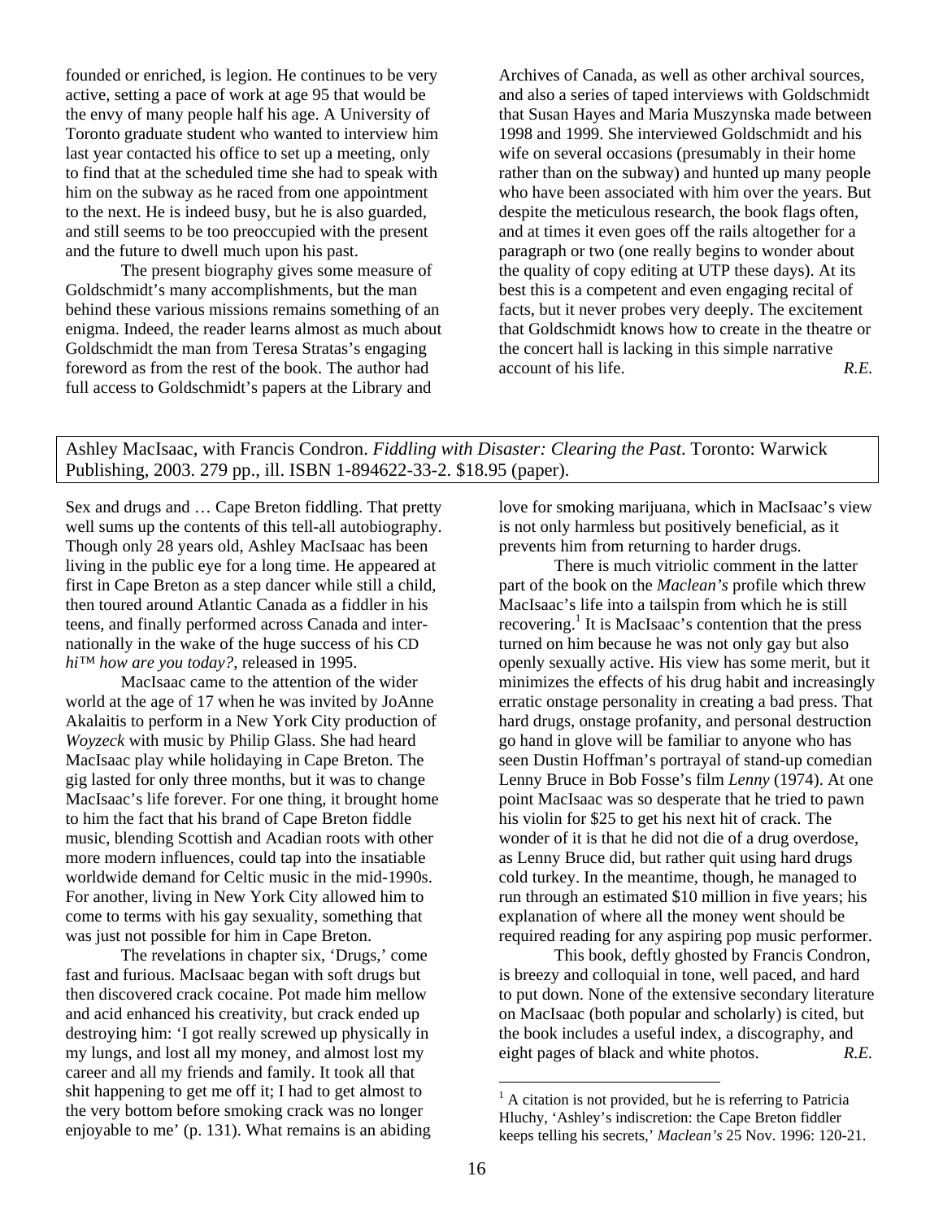founded or enriched, is legion. He continues to be very active, setting a pace of work at age 95 that would be the envy of many people half his age. A University of Toronto graduate student who wanted to interview him last year contacted his office to set up a meeting, only to find that at the scheduled time she had to speak with him on the subway as he raced from one appointment to the next. He is indeed busy, but he is also guarded, and still seems to be too preoccupied with the present and the future to dwell much upon his past.

The present biography gives some measure of Goldschmidt's many accomplishments, but the man behind these various missions remains something of an enigma. Indeed, the reader learns almost as much about Goldschmidt the man from Teresa Stratas's engaging foreword as from the rest of the book. The author had full access to Goldschmidt's papers at the Library and Archives of Canada, as well as other archival sources, and also a series of taped interviews with Goldschmidt that Susan Hayes and Maria Muszynska made between 1998 and 1999. She interviewed Goldschmidt and his wife on several occasions (presumably in their home rather than on the subway) and hunted up many people who have been associated with him over the years. But despite the meticulous research, the book flags often, and at times it even goes off the rails altogether for a paragraph or two (one really begins to wonder about the quality of copy editing at UTP these days). At its best this is a competent and even engaging recital of facts, but it never probes very deeply. The excitement that Goldschmidt knows how to create in the theatre or the concert hall is lacking in this simple narrative account of his life. *R.E.*

Ashley MacIsaac, with Francis Condron. *Fiddling with Disaster: Clearing the Past*. Toronto: Warwick Publishing, 2003. 279 pp., ill. ISBN 1-894622-33-2. $18.95 (paper).

Sex and drugs and … Cape Breton fiddling. That pretty well sums up the contents of this tell-all autobiography. Though only 28 years old, Ashley MacIsaac has been living in the public eye for a long time. He appeared at first in Cape Breton as a step dancer while still a child, then toured around Atlantic Canada as a fiddler in his teens, and finally performed across Canada and internationally in the wake of the huge success of his CD *hi™ how are you today?*, released in 1995.

MacIsaac came to the attention of the wider world at the age of 17 when he was invited by JoAnne Akalaitis to perform in a New York City production of *Woyzeck* with music by Philip Glass. She had heard MacIsaac play while holidaying in Cape Breton. The gig lasted for only three months, but it was to change MacIsaac's life forever. For one thing, it brought home to him the fact that his brand of Cape Breton fiddle music, blending Scottish and Acadian roots with other more modern influences, could tap into the insatiable worldwide demand for Celtic music in the mid-1990s. For another, living in New York City allowed him to come to terms with his gay sexuality, something that was just not possible for him in Cape Breton.

The revelations in chapter six, 'Drugs,' come fast and furious. MacIsaac began with soft drugs but then discovered crack cocaine. Pot made him mellow and acid enhanced his creativity, but crack ended up destroying him: 'I got really screwed up physically in my lungs, and lost all my money, and almost lost my career and all my friends and family. It took all that shit happening to get me off it; I had to get almost to the very bottom before smoking crack was no longer enjoyable to me' (p. 131). What remains is an abiding love for smoking marijuana, which in MacIsaac's view is not only harmless but positively beneficial, as it prevents him from returning to harder drugs.

There is much vitriolic comment in the latter part of the book on the *Maclean's* profile which threw MacIsaac's life into a tailspin from which he is still recovering.[1] It is MacIsaac's contention that the press turned on him because he was not only gay but also openly sexually active. His view has some merit, but it minimizes the effects of his drug habit and increasingly erratic onstage personality in creating a bad press. That hard drugs, onstage profanity, and personal destruction go hand in glove will be familiar to anyone who has seen Dustin Hoffman's portrayal of stand-up comedian Lenny Bruce in Bob Fosse's film *Lenny* (1974). At one point MacIsaac was so desperate that he tried to pawn his violin for $25 to get his next hit of crack. The wonder of it is that he did not die of a drug overdose, as Lenny Bruce did, but rather quit using hard drugs cold turkey. In the meantime, though, he managed to run through an estimated $10 million in five years; his explanation of where all the money went should be required reading for any aspiring pop music performer.

This book, deftly ghosted by Francis Condron, is breezy and colloquial in tone, well paced, and hard to put down. None of the extensive secondary literature on MacIsaac (both popular and scholarly) is cited, but the book includes a useful index, a discography, and eight pages of black and white photos. *R.E.*

[1] A citation is not provided, but he is referring to Patricia Hluchy, 'Ashley's indiscretion: the Cape Breton fiddler keeps telling his secrets,' *Maclean's* 25 Nov. 1996: 120-21.